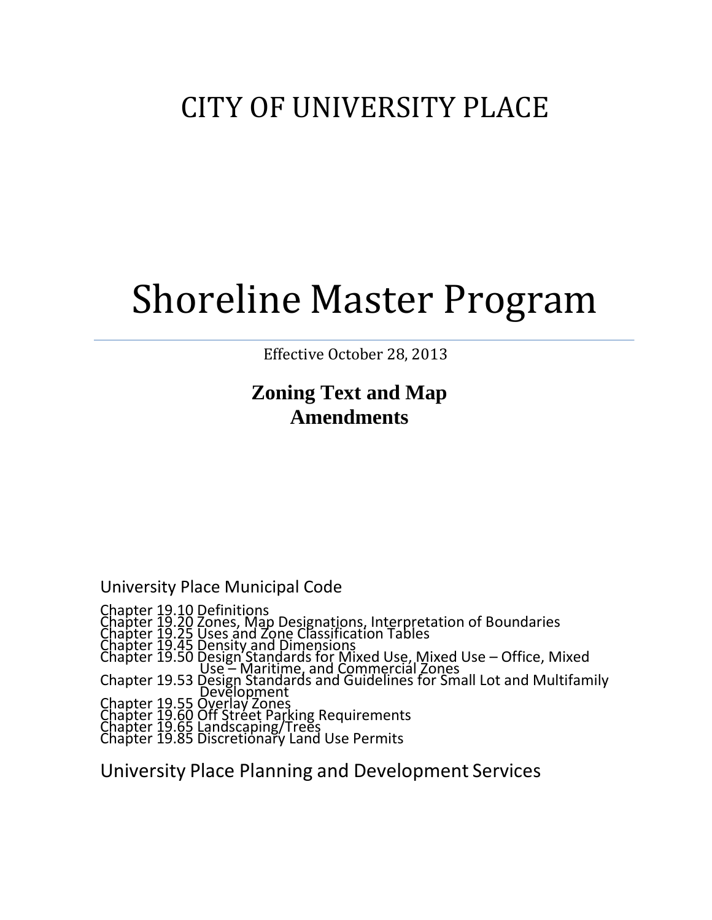# CITY OF UNIVERSITY PLACE

# Shoreline Master Program

Effective October 28, 2013

**Zoning Text and Map Amendments**

University Place Municipal Code

Chapter 19.10 Definitions
Chapter 19.20 Zones, Map Designations, Interpretation of Boundaries
Chapter 19.25 Uses and Zone Classification Tables
Chapter 19.45 Density and Dimensions
Chapter 19.50 Design Standards for Mixed Use, Mixed Use – Office, Mixed Use – Maritime, and Commercial Zones
Chapter 19.53 Design Standards and Guidelines for Small Lot and Multifamily Development
Chapter 19.55 Overlay Zones
Chapter 19.60 Off Street Parking Requirements
Chapter 19.65 Landscaping/Trees
Chapter 19.85 Discretionary Land Use Permits

University Place Planning and Development Services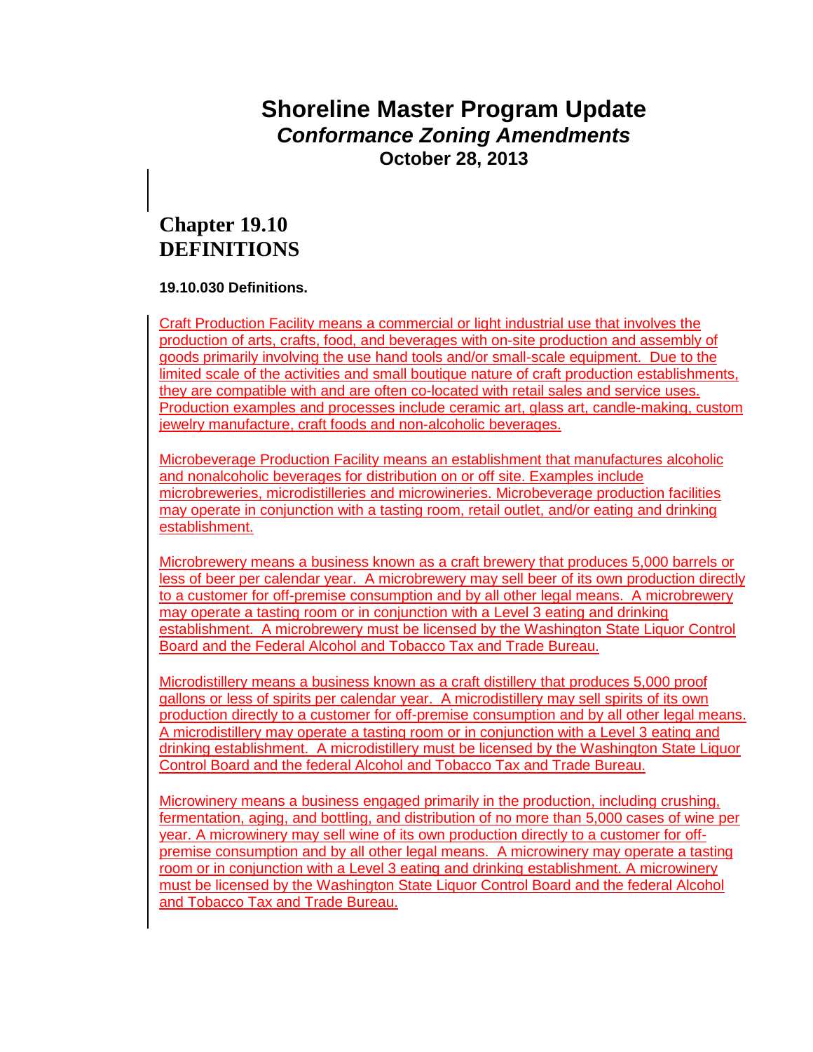# Shoreline Master Program Update
## *Conformance Zoning Amendments*
### October 28, 2013

## Chapter 19.10
## DEFINITIONS

**19.10.030 Definitions.**

Craft Production Facility means a commercial or light industrial use that involves the production of arts, crafts, food, and beverages with on-site production and assembly of goods primarily involving the use hand tools and/or small-scale equipment. Due to the limited scale of the activities and small boutique nature of craft production establishments, they are compatible with and are often co-located with retail sales and service uses. Production examples and processes include ceramic art, glass art, candle-making, custom jewelry manufacture, craft foods and non-alcoholic beverages.

Microbeverage Production Facility means an establishment that manufactures alcoholic and nonalcoholic beverages for distribution on or off site. Examples include microbreweries, microdistilleries and microwineries. Microbeverage production facilities may operate in conjunction with a tasting room, retail outlet, and/or eating and drinking establishment.

Microbrewery means a business known as a craft brewery that produces 5,000 barrels or less of beer per calendar year. A microbrewery may sell beer of its own production directly to a customer for off-premise consumption and by all other legal means. A microbrewery may operate a tasting room or in conjunction with a Level 3 eating and drinking establishment. A microbrewery must be licensed by the Washington State Liquor Control Board and the Federal Alcohol and Tobacco Tax and Trade Bureau.

Microdistillery means a business known as a craft distillery that produces 5,000 proof gallons or less of spirits per calendar year. A microdistillery may sell spirits of its own production directly to a customer for off-premise consumption and by all other legal means. A microdistillery may operate a tasting room or in conjunction with a Level 3 eating and drinking establishment. A microdistillery must be licensed by the Washington State Liquor Control Board and the federal Alcohol and Tobacco Tax and Trade Bureau.

Microwinery means a business engaged primarily in the production, including crushing, fermentation, aging, and bottling, and distribution of no more than 5,000 cases of wine per year. A microwinery may sell wine of its own production directly to a customer for off-premise consumption and by all other legal means. A microwinery may operate a tasting room or in conjunction with a Level 3 eating and drinking establishment. A microwinery must be licensed by the Washington State Liquor Control Board and the federal Alcohol and Tobacco Tax and Trade Bureau.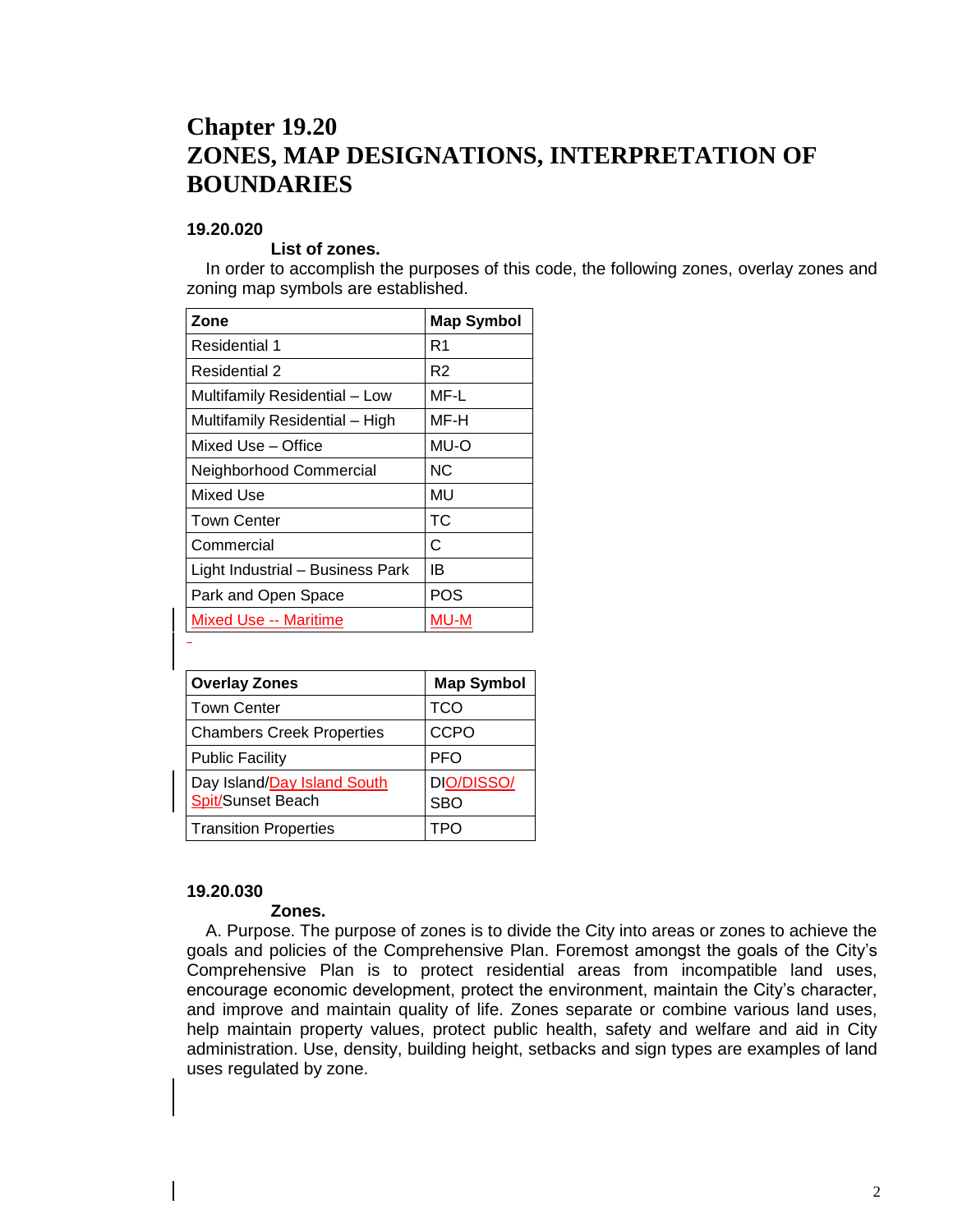# Chapter 19.20
# ZONES, MAP DESIGNATIONS, INTERPRETATION OF BOUNDARIES

### 19.20.020

**List of zones.**

In order to accomplish the purposes of this code, the following zones, overlay zones and zoning map symbols are established.

| Zone | Map Symbol |
|---|---|
| Residential 1 | R1 |
| Residential 2 | R2 |
| Multifamily Residential – Low | MF-L |
| Multifamily Residential – High | MF-H |
| Mixed Use – Office | MU-O |
| Neighborhood Commercial | NC |
| Mixed Use | MU |
| Town Center | TC |
| Commercial | C |
| Light Industrial – Business Park | IB |
| Park and Open Space | POS |
| Mixed Use -- Maritime | MU-M |

| Overlay Zones | Map Symbol |
|---|---|
| Town Center | TCO |
| Chambers Creek Properties | CCPO |
| Public Facility | PFO |
| Day Island/Day Island South Spit/Sunset Beach | DIO/DISSO/ SBO |
| Transition Properties | TPO |

### 19.20.030

**Zones.**

A. Purpose. The purpose of zones is to divide the City into areas or zones to achieve the goals and policies of the Comprehensive Plan. Foremost amongst the goals of the City's Comprehensive Plan is to protect residential areas from incompatible land uses, encourage economic development, protect the environment, maintain the City's character, and improve and maintain quality of life. Zones separate or combine various land uses, help maintain property values, protect public health, safety and welfare and aid in City administration. Use, density, building height, setbacks and sign types are examples of land uses regulated by zone.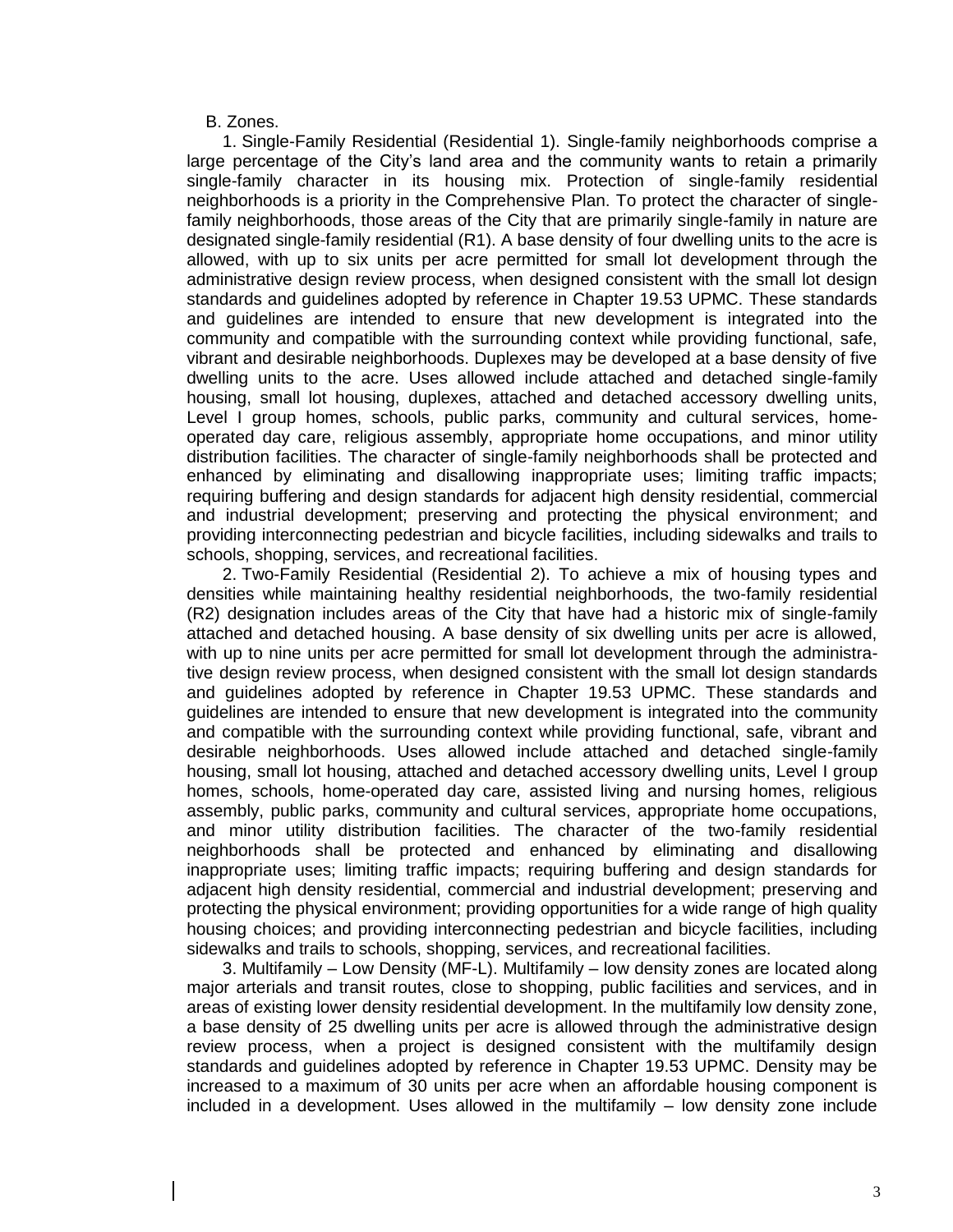B. Zones.

1. Single-Family Residential (Residential 1). Single-family neighborhoods comprise a large percentage of the City's land area and the community wants to retain a primarily single-family character in its housing mix. Protection of single-family residential neighborhoods is a priority in the Comprehensive Plan. To protect the character of single-family neighborhoods, those areas of the City that are primarily single-family in nature are designated single-family residential (R1). A base density of four dwelling units to the acre is allowed, with up to six units per acre permitted for small lot development through the administrative design review process, when designed consistent with the small lot design standards and guidelines adopted by reference in Chapter 19.53 UPMC. These standards and guidelines are intended to ensure that new development is integrated into the community and compatible with the surrounding context while providing functional, safe, vibrant and desirable neighborhoods. Duplexes may be developed at a base density of five dwelling units to the acre. Uses allowed include attached and detached single-family housing, small lot housing, duplexes, attached and detached accessory dwelling units, Level I group homes, schools, public parks, community and cultural services, home-operated day care, religious assembly, appropriate home occupations, and minor utility distribution facilities. The character of single-family neighborhoods shall be protected and enhanced by eliminating and disallowing inappropriate uses; limiting traffic impacts; requiring buffering and design standards for adjacent high density residential, commercial and industrial development; preserving and protecting the physical environment; and providing interconnecting pedestrian and bicycle facilities, including sidewalks and trails to schools, shopping, services, and recreational facilities.

2. Two-Family Residential (Residential 2). To achieve a mix of housing types and densities while maintaining healthy residential neighborhoods, the two-family residential (R2) designation includes areas of the City that have had a historic mix of single-family attached and detached housing. A base density of six dwelling units per acre is allowed, with up to nine units per acre permitted for small lot development through the administrative design review process, when designed consistent with the small lot design standards and guidelines adopted by reference in Chapter 19.53 UPMC. These standards and guidelines are intended to ensure that new development is integrated into the community and compatible with the surrounding context while providing functional, safe, vibrant and desirable neighborhoods. Uses allowed include attached and detached single-family housing, small lot housing, attached and detached accessory dwelling units, Level I group homes, schools, home-operated day care, assisted living and nursing homes, religious assembly, public parks, community and cultural services, appropriate home occupations, and minor utility distribution facilities. The character of the two-family residential neighborhoods shall be protected and enhanced by eliminating and disallowing inappropriate uses; limiting traffic impacts; requiring buffering and design standards for adjacent high density residential, commercial and industrial development; preserving and protecting the physical environment; providing opportunities for a wide range of high quality housing choices; and providing interconnecting pedestrian and bicycle facilities, including sidewalks and trails to schools, shopping, services, and recreational facilities.

3. Multifamily – Low Density (MF-L). Multifamily – low density zones are located along major arterials and transit routes, close to shopping, public facilities and services, and in areas of existing lower density residential development. In the multifamily low density zone, a base density of 25 dwelling units per acre is allowed through the administrative design review process, when a project is designed consistent with the multifamily design standards and guidelines adopted by reference in Chapter 19.53 UPMC. Density may be increased to a maximum of 30 units per acre when an affordable housing component is included in a development. Uses allowed in the multifamily – low density zone include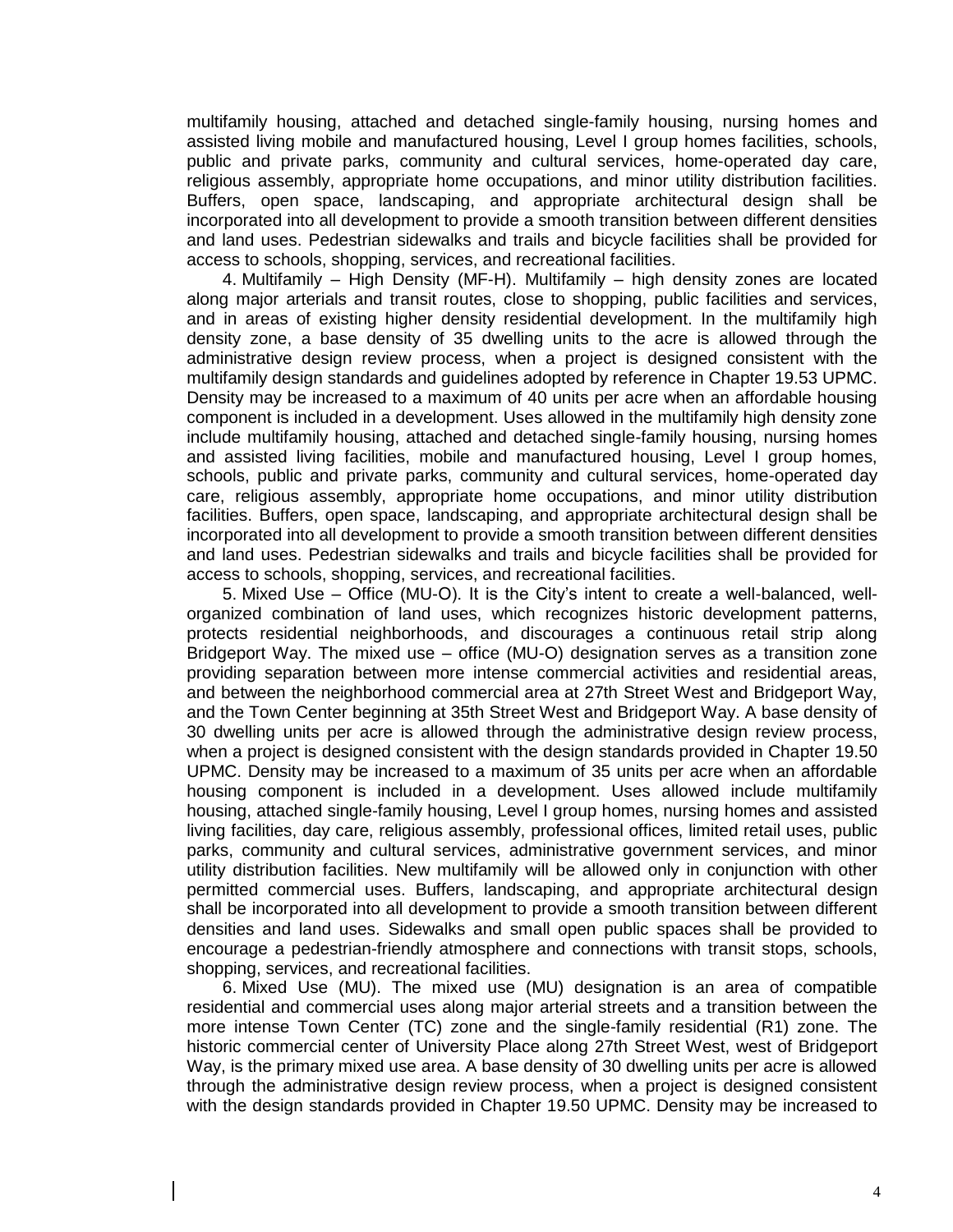multifamily housing, attached and detached single-family housing, nursing homes and assisted living mobile and manufactured housing, Level I group homes facilities, schools, public and private parks, community and cultural services, home-operated day care, religious assembly, appropriate home occupations, and minor utility distribution facilities. Buffers, open space, landscaping, and appropriate architectural design shall be incorporated into all development to provide a smooth transition between different densities and land uses. Pedestrian sidewalks and trails and bicycle facilities shall be provided for access to schools, shopping, services, and recreational facilities.

4. Multifamily – High Density (MF-H). Multifamily – high density zones are located along major arterials and transit routes, close to shopping, public facilities and services, and in areas of existing higher density residential development. In the multifamily high density zone, a base density of 35 dwelling units to the acre is allowed through the administrative design review process, when a project is designed consistent with the multifamily design standards and guidelines adopted by reference in Chapter 19.53 UPMC. Density may be increased to a maximum of 40 units per acre when an affordable housing component is included in a development. Uses allowed in the multifamily high density zone include multifamily housing, attached and detached single-family housing, nursing homes and assisted living facilities, mobile and manufactured housing, Level I group homes, schools, public and private parks, community and cultural services, home-operated day care, religious assembly, appropriate home occupations, and minor utility distribution facilities. Buffers, open space, landscaping, and appropriate architectural design shall be incorporated into all development to provide a smooth transition between different densities and land uses. Pedestrian sidewalks and trails and bicycle facilities shall be provided for access to schools, shopping, services, and recreational facilities.

5. Mixed Use – Office (MU-O). It is the City's intent to create a well-balanced, well-organized combination of land uses, which recognizes historic development patterns, protects residential neighborhoods, and discourages a continuous retail strip along Bridgeport Way. The mixed use – office (MU-O) designation serves as a transition zone providing separation between more intense commercial activities and residential areas, and between the neighborhood commercial area at 27th Street West and Bridgeport Way, and the Town Center beginning at 35th Street West and Bridgeport Way. A base density of 30 dwelling units per acre is allowed through the administrative design review process, when a project is designed consistent with the design standards provided in Chapter 19.50 UPMC. Density may be increased to a maximum of 35 units per acre when an affordable housing component is included in a development. Uses allowed include multifamily housing, attached single-family housing, Level I group homes, nursing homes and assisted living facilities, day care, religious assembly, professional offices, limited retail uses, public parks, community and cultural services, administrative government services, and minor utility distribution facilities. New multifamily will be allowed only in conjunction with other permitted commercial uses. Buffers, landscaping, and appropriate architectural design shall be incorporated into all development to provide a smooth transition between different densities and land uses. Sidewalks and small open public spaces shall be provided to encourage a pedestrian-friendly atmosphere and connections with transit stops, schools, shopping, services, and recreational facilities.

6. Mixed Use (MU). The mixed use (MU) designation is an area of compatible residential and commercial uses along major arterial streets and a transition between the more intense Town Center (TC) zone and the single-family residential (R1) zone. The historic commercial center of University Place along 27th Street West, west of Bridgeport Way, is the primary mixed use area. A base density of 30 dwelling units per acre is allowed through the administrative design review process, when a project is designed consistent with the design standards provided in Chapter 19.50 UPMC. Density may be increased to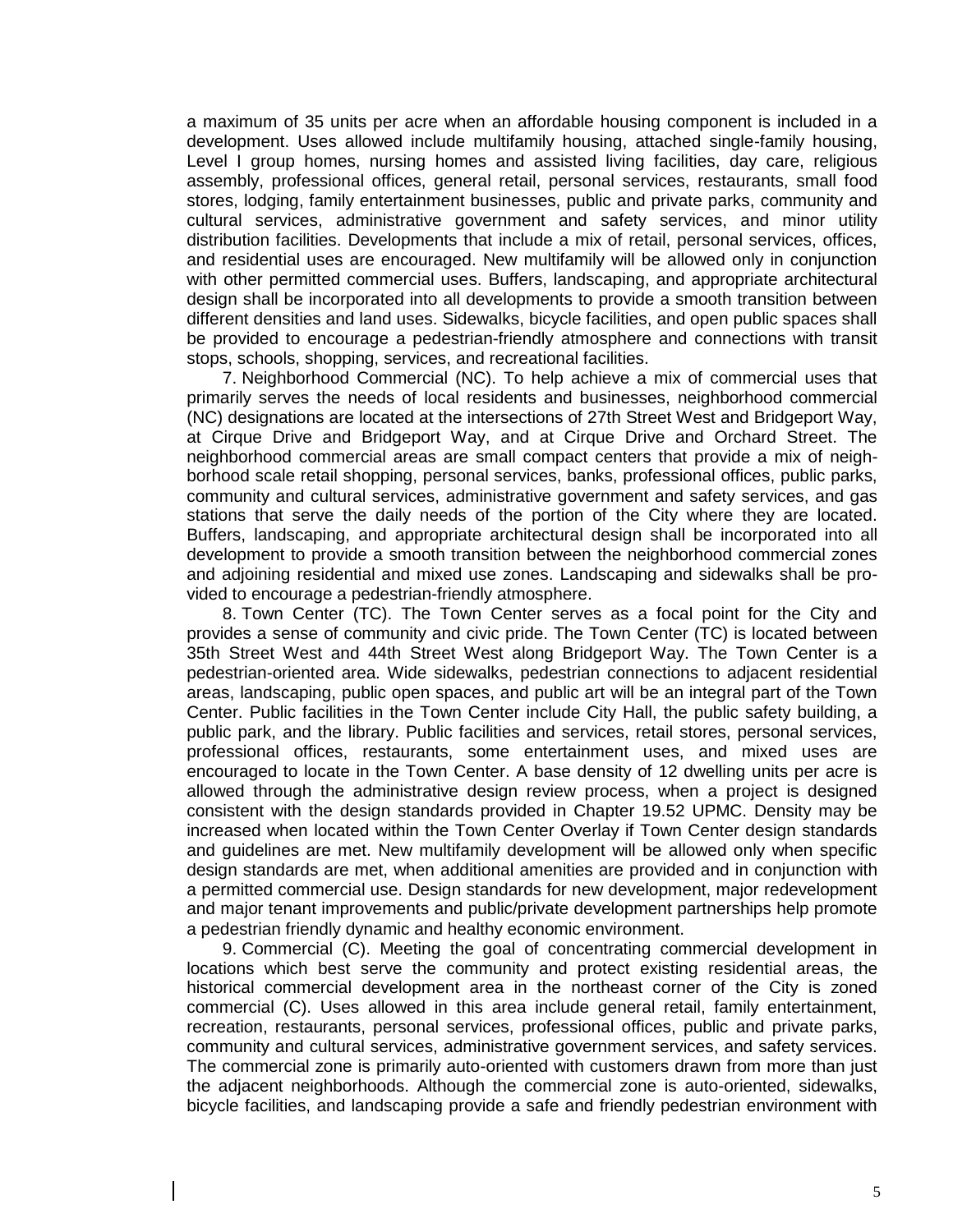a maximum of 35 units per acre when an affordable housing component is included in a development. Uses allowed include multifamily housing, attached single-family housing, Level I group homes, nursing homes and assisted living facilities, day care, religious assembly, professional offices, general retail, personal services, restaurants, small food stores, lodging, family entertainment businesses, public and private parks, community and cultural services, administrative government and safety services, and minor utility distribution facilities. Developments that include a mix of retail, personal services, offices, and residential uses are encouraged. New multifamily will be allowed only in conjunction with other permitted commercial uses. Buffers, landscaping, and appropriate architectural design shall be incorporated into all developments to provide a smooth transition between different densities and land uses. Sidewalks, bicycle facilities, and open public spaces shall be provided to encourage a pedestrian-friendly atmosphere and connections with transit stops, schools, shopping, services, and recreational facilities.

7. Neighborhood Commercial (NC). To help achieve a mix of commercial uses that primarily serves the needs of local residents and businesses, neighborhood commercial (NC) designations are located at the intersections of 27th Street West and Bridgeport Way, at Cirque Drive and Bridgeport Way, and at Cirque Drive and Orchard Street. The neighborhood commercial areas are small compact centers that provide a mix of neighborhood scale retail shopping, personal services, banks, professional offices, public parks, community and cultural services, administrative government and safety services, and gas stations that serve the daily needs of the portion of the City where they are located. Buffers, landscaping, and appropriate architectural design shall be incorporated into all development to provide a smooth transition between the neighborhood commercial zones and adjoining residential and mixed use zones. Landscaping and sidewalks shall be provided to encourage a pedestrian-friendly atmosphere.

8. Town Center (TC). The Town Center serves as a focal point for the City and provides a sense of community and civic pride. The Town Center (TC) is located between 35th Street West and 44th Street West along Bridgeport Way. The Town Center is a pedestrian-oriented area. Wide sidewalks, pedestrian connections to adjacent residential areas, landscaping, public open spaces, and public art will be an integral part of the Town Center. Public facilities in the Town Center include City Hall, the public safety building, a public park, and the library. Public facilities and services, retail stores, personal services, professional offices, restaurants, some entertainment uses, and mixed uses are encouraged to locate in the Town Center. A base density of 12 dwelling units per acre is allowed through the administrative design review process, when a project is designed consistent with the design standards provided in Chapter 19.52 UPMC. Density may be increased when located within the Town Center Overlay if Town Center design standards and guidelines are met. New multifamily development will be allowed only when specific design standards are met, when additional amenities are provided and in conjunction with a permitted commercial use. Design standards for new development, major redevelopment and major tenant improvements and public/private development partnerships help promote a pedestrian friendly dynamic and healthy economic environment.

9. Commercial (C). Meeting the goal of concentrating commercial development in locations which best serve the community and protect existing residential areas, the historical commercial development area in the northeast corner of the City is zoned commercial (C). Uses allowed in this area include general retail, family entertainment, recreation, restaurants, personal services, professional offices, public and private parks, community and cultural services, administrative government services, and safety services. The commercial zone is primarily auto-oriented with customers drawn from more than just the adjacent neighborhoods. Although the commercial zone is auto-oriented, sidewalks, bicycle facilities, and landscaping provide a safe and friendly pedestrian environment with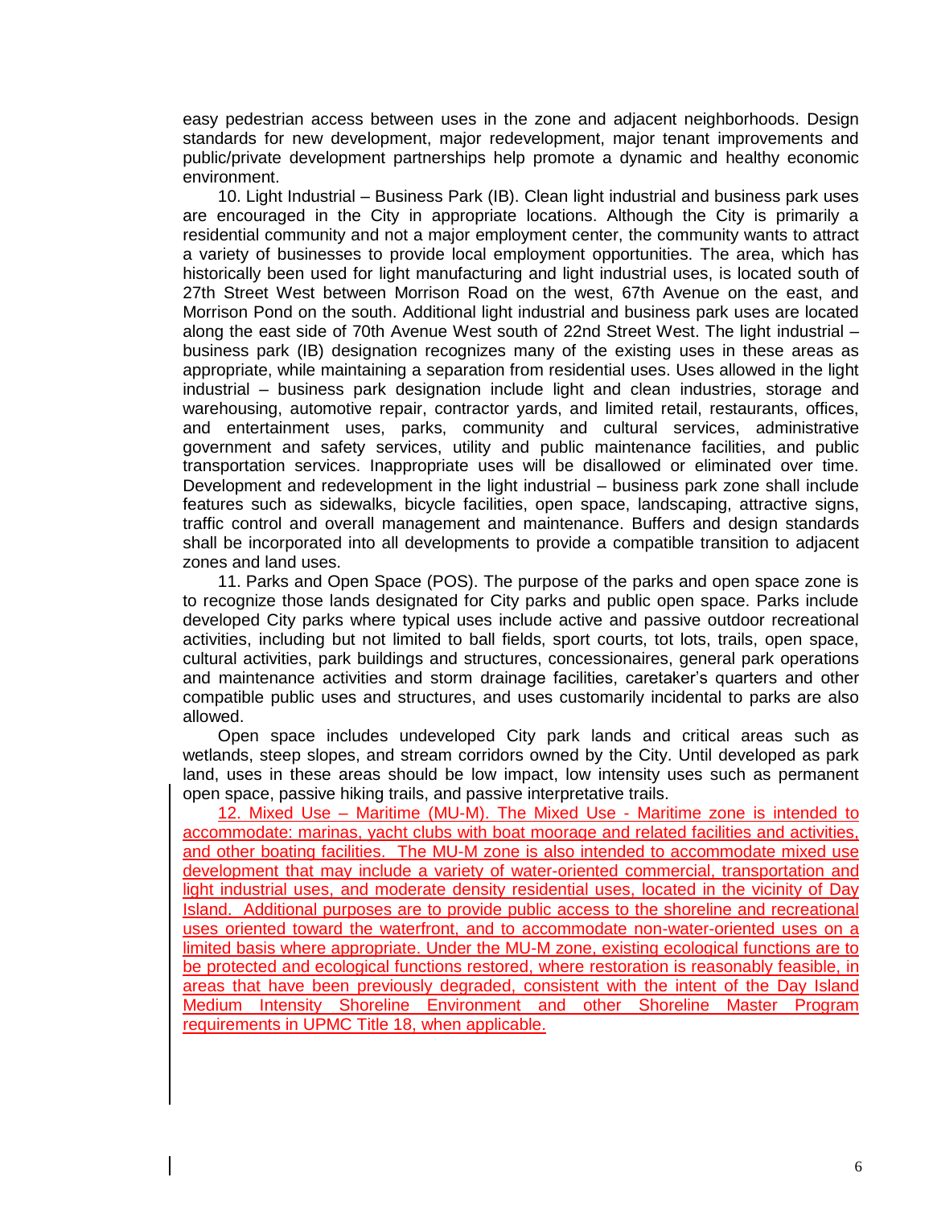easy pedestrian access between uses in the zone and adjacent neighborhoods. Design standards for new development, major redevelopment, major tenant improvements and public/private development partnerships help promote a dynamic and healthy economic environment.

10. Light Industrial – Business Park (IB). Clean light industrial and business park uses are encouraged in the City in appropriate locations. Although the City is primarily a residential community and not a major employment center, the community wants to attract a variety of businesses to provide local employment opportunities. The area, which has historically been used for light manufacturing and light industrial uses, is located south of 27th Street West between Morrison Road on the west, 67th Avenue on the east, and Morrison Pond on the south. Additional light industrial and business park uses are located along the east side of 70th Avenue West south of 22nd Street West. The light industrial – business park (IB) designation recognizes many of the existing uses in these areas as appropriate, while maintaining a separation from residential uses. Uses allowed in the light industrial – business park designation include light and clean industries, storage and warehousing, automotive repair, contractor yards, and limited retail, restaurants, offices, and entertainment uses, parks, community and cultural services, administrative government and safety services, utility and public maintenance facilities, and public transportation services. Inappropriate uses will be disallowed or eliminated over time. Development and redevelopment in the light industrial – business park zone shall include features such as sidewalks, bicycle facilities, open space, landscaping, attractive signs, traffic control and overall management and maintenance. Buffers and design standards shall be incorporated into all developments to provide a compatible transition to adjacent zones and land uses.

11. Parks and Open Space (POS). The purpose of the parks and open space zone is to recognize those lands designated for City parks and public open space. Parks include developed City parks where typical uses include active and passive outdoor recreational activities, including but not limited to ball fields, sport courts, tot lots, trails, open space, cultural activities, park buildings and structures, concessionaires, general park operations and maintenance activities and storm drainage facilities, caretaker's quarters and other compatible public uses and structures, and uses customarily incidental to parks are also allowed.

Open space includes undeveloped City park lands and critical areas such as wetlands, steep slopes, and stream corridors owned by the City. Until developed as park land, uses in these areas should be low impact, low intensity uses such as permanent open space, passive hiking trails, and passive interpretative trails.

12. Mixed Use – Maritime (MU-M). The Mixed Use - Maritime zone is intended to accommodate: marinas, yacht clubs with boat moorage and related facilities and activities, and other boating facilities. The MU-M zone is also intended to accommodate mixed use development that may include a variety of water-oriented commercial, transportation and light industrial uses, and moderate density residential uses, located in the vicinity of Day Island. Additional purposes are to provide public access to the shoreline and recreational uses oriented toward the waterfront, and to accommodate non-water-oriented uses on a limited basis where appropriate. Under the MU-M zone, existing ecological functions are to be protected and ecological functions restored, where restoration is reasonably feasible, in areas that have been previously degraded, consistent with the intent of the Day Island Medium Intensity Shoreline Environment and other Shoreline Master Program requirements in UPMC Title 18, when applicable.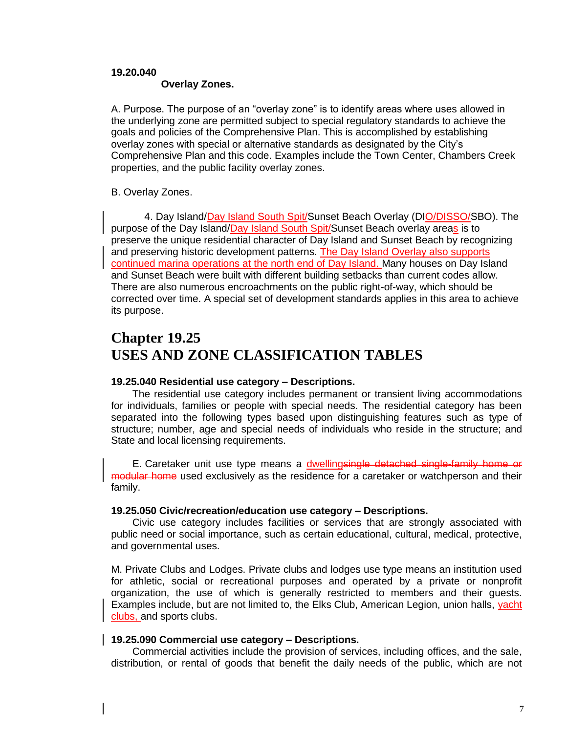**19.20.040**

**Overlay Zones.**

A. Purpose. The purpose of an "overlay zone" is to identify areas where uses allowed in the underlying zone are permitted subject to special regulatory standards to achieve the goals and policies of the Comprehensive Plan. This is accomplished by establishing overlay zones with special or alternative standards as designated by the City's Comprehensive Plan and this code. Examples include the Town Center, Chambers Creek properties, and the public facility overlay zones.

B. Overlay Zones.

4. Day Island/Day Island South Spit/Sunset Beach Overlay (DIO/DISSO/SBO). The purpose of the Day Island/Day Island South Spit/Sunset Beach overlay areas is to preserve the unique residential character of Day Island and Sunset Beach by recognizing and preserving historic development patterns. The Day Island Overlay also supports continued marina operations at the north end of Day Island. Many houses on Day Island and Sunset Beach were built with different building setbacks than current codes allow. There are also numerous encroachments on the public right-of-way, which should be corrected over time. A special set of development standards applies in this area to achieve its purpose.

# Chapter 19.25
# USES AND ZONE CLASSIFICATION TABLES

**19.25.040 Residential use category – Descriptions.**

The residential use category includes permanent or transient living accommodations for individuals, families or people with special needs. The residential category has been separated into the following types based upon distinguishing features such as type of structure; number, age and special needs of individuals who reside in the structure; and State and local licensing requirements.

E. Caretaker unit use type means a dwelling~~single detached single-family home or modular home~~ used exclusively as the residence for a caretaker or watchperson and their family.

**19.25.050 Civic/recreation/education use category – Descriptions.**

Civic use category includes facilities or services that are strongly associated with public need or social importance, such as certain educational, cultural, medical, protective, and governmental uses.

M. Private Clubs and Lodges. Private clubs and lodges use type means an institution used for athletic, social or recreational purposes and operated by a private or nonprofit organization, the use of which is generally restricted to members and their guests. Examples include, but are not limited to, the Elks Club, American Legion, union halls, yacht clubs, and sports clubs.

**19.25.090 Commercial use category – Descriptions.**

Commercial activities include the provision of services, including offices, and the sale, distribution, or rental of goods that benefit the daily needs of the public, which are not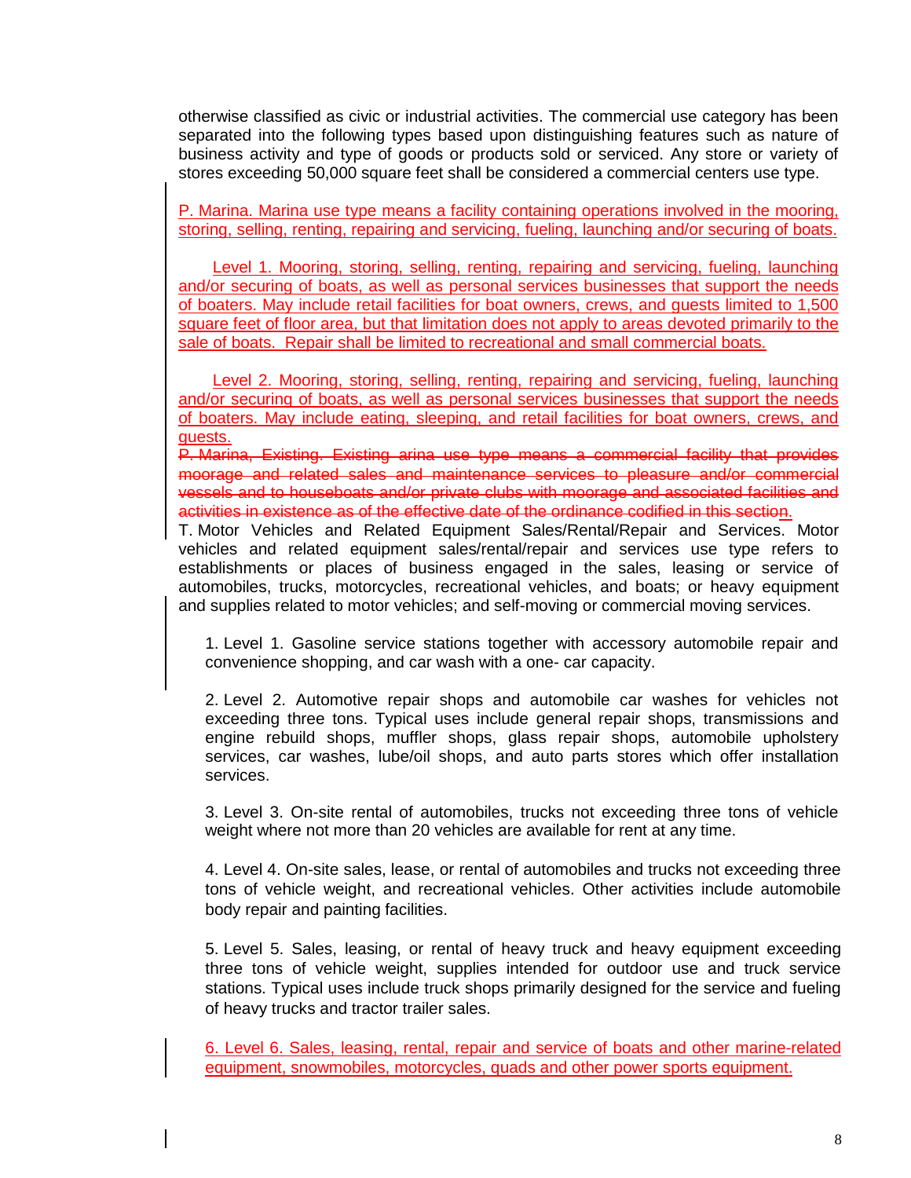otherwise classified as civic or industrial activities. The commercial use category has been separated into the following types based upon distinguishing features such as nature of business activity and type of goods or products sold or serviced. Any store or variety of stores exceeding 50,000 square feet shall be considered a commercial centers use type.

P. Marina. Marina use type means a facility containing operations involved in the mooring, storing, selling, renting, repairing and servicing, fueling, launching and/or securing of boats.

Level 1. Mooring, storing, selling, renting, repairing and servicing, fueling, launching and/or securing of boats, as well as personal services businesses that support the needs of boaters. May include retail facilities for boat owners, crews, and guests limited to 1,500 square feet of floor area, but that limitation does not apply to areas devoted primarily to the sale of boats. Repair shall be limited to recreational and small commercial boats.

Level 2. Mooring, storing, selling, renting, repairing and servicing, fueling, launching and/or securing of boats, as well as personal services businesses that support the needs of boaters. May include eating, sleeping, and retail facilities for boat owners, crews, and guests.

~~P. Marina, Existing. Existing arina use type means a commercial facility that provides moorage and related sales and maintenance services to pleasure and/or commercial vessels and to houseboats and/or private clubs with moorage and associated facilities and activities in existence as of the effective date of the ordinance codified in this section.~~

T. Motor Vehicles and Related Equipment Sales/Rental/Repair and Services. Motor vehicles and related equipment sales/rental/repair and services use type refers to establishments or places of business engaged in the sales, leasing or service of automobiles, trucks, motorcycles, recreational vehicles, and boats; or heavy equipment and supplies related to motor vehicles; and self-moving or commercial moving services.

1. Level 1. Gasoline service stations together with accessory automobile repair and convenience shopping, and car wash with a one- car capacity.

2. Level 2. Automotive repair shops and automobile car washes for vehicles not exceeding three tons. Typical uses include general repair shops, transmissions and engine rebuild shops, muffler shops, glass repair shops, automobile upholstery services, car washes, lube/oil shops, and auto parts stores which offer installation services.

3. Level 3. On-site rental of automobiles, trucks not exceeding three tons of vehicle weight where not more than 20 vehicles are available for rent at any time.

4. Level 4. On-site sales, lease, or rental of automobiles and trucks not exceeding three tons of vehicle weight, and recreational vehicles. Other activities include automobile body repair and painting facilities.

5. Level 5. Sales, leasing, or rental of heavy truck and heavy equipment exceeding three tons of vehicle weight, supplies intended for outdoor use and truck service stations. Typical uses include truck shops primarily designed for the service and fueling of heavy trucks and tractor trailer sales.

6. Level 6. Sales, leasing, rental, repair and service of boats and other marine-related equipment, snowmobiles, motorcycles, quads and other power sports equipment.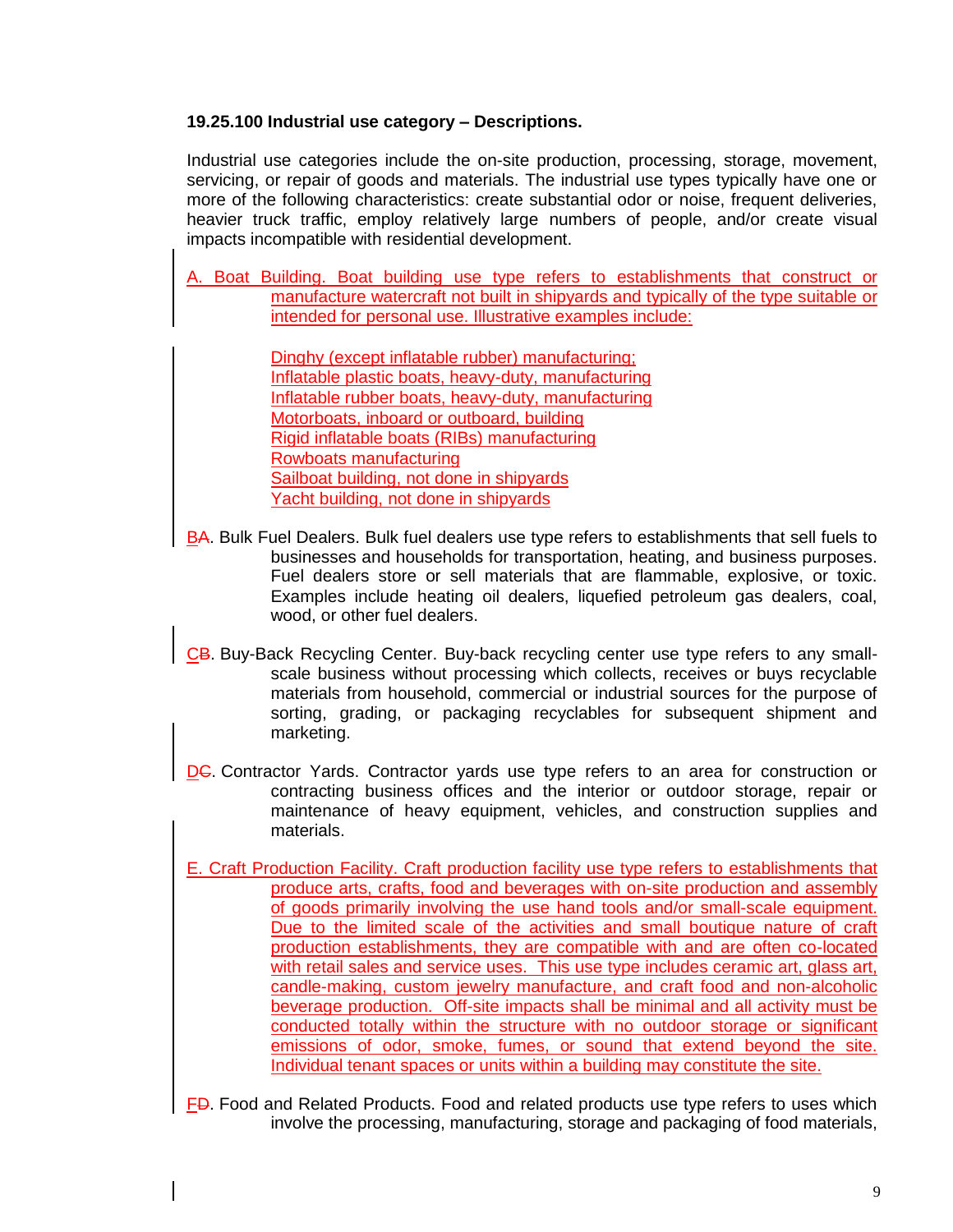**19.25.100 Industrial use category – Descriptions.**

Industrial use categories include the on-site production, processing, storage, movement, servicing, or repair of goods and materials. The industrial use types typically have one or more of the following characteristics: create substantial odor or noise, frequent deliveries, heavier truck traffic, employ relatively large numbers of people, and/or create visual impacts incompatible with residential development.

A. Boat Building. Boat building use type refers to establishments that construct or manufacture watercraft not built in shipyards and typically of the type suitable or intended for personal use. Illustrative examples include:

Dinghy (except inflatable rubber) manufacturing;
Inflatable plastic boats, heavy-duty, manufacturing
Inflatable rubber boats, heavy-duty, manufacturing
Motorboats, inboard or outboard, building
Rigid inflatable boats (RIBs) manufacturing
Rowboats manufacturing
Sailboat building, not done in shipyards
Yacht building, not done in shipyards

BA. Bulk Fuel Dealers. Bulk fuel dealers use type refers to establishments that sell fuels to businesses and households for transportation, heating, and business purposes. Fuel dealers store or sell materials that are flammable, explosive, or toxic. Examples include heating oil dealers, liquefied petroleum gas dealers, coal, wood, or other fuel dealers.

CB. Buy-Back Recycling Center. Buy-back recycling center use type refers to any small-scale business without processing which collects, receives or buys recyclable materials from household, commercial or industrial sources for the purpose of sorting, grading, or packaging recyclables for subsequent shipment and marketing.

DC. Contractor Yards. Contractor yards use type refers to an area for construction or contracting business offices and the interior or outdoor storage, repair or maintenance of heavy equipment, vehicles, and construction supplies and materials.

E. Craft Production Facility. Craft production facility use type refers to establishments that produce arts, crafts, food and beverages with on-site production and assembly of goods primarily involving the use hand tools and/or small-scale equipment. Due to the limited scale of the activities and small boutique nature of craft production establishments, they are compatible with and are often co-located with retail sales and service uses. This use type includes ceramic art, glass art, candle-making, custom jewelry manufacture, and craft food and non-alcoholic beverage production. Off-site impacts shall be minimal and all activity must be conducted totally within the structure with no outdoor storage or significant emissions of odor, smoke, fumes, or sound that extend beyond the site. Individual tenant spaces or units within a building may constitute the site.

FD. Food and Related Products. Food and related products use type refers to uses which involve the processing, manufacturing, storage and packaging of food materials,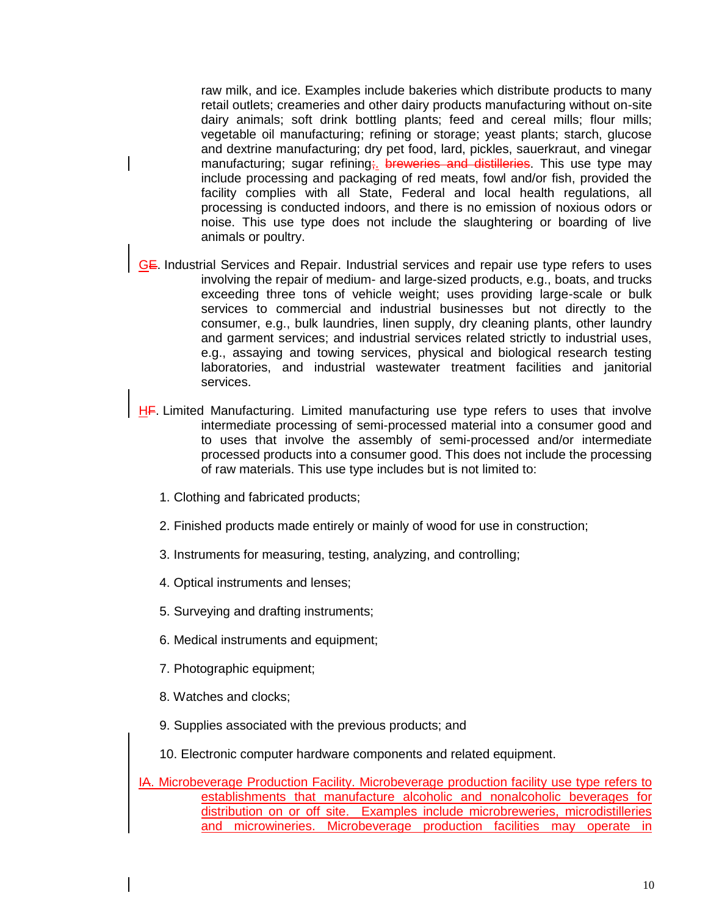raw milk, and ice. Examples include bakeries which distribute products to many retail outlets; creameries and other dairy products manufacturing without on-site dairy animals; soft drink bottling plants; feed and cereal mills; flour mills; vegetable oil manufacturing; refining or storage; yeast plants; starch, glucose and dextrine manufacturing; dry pet food, lard, pickles, sauerkraut, and vinegar manufacturing; sugar refining;. ~~breweries and distilleries~~. This use type may include processing and packaging of red meats, fowl and/or fish, provided the facility complies with all State, Federal and local health regulations, all processing is conducted indoors, and there is no emission of noxious odors or noise. This use type does not include the slaughtering or boarding of live animals or poultry.

G~~E~~. Industrial Services and Repair. Industrial services and repair use type refers to uses involving the repair of medium- and large-sized products, e.g., boats, and trucks exceeding three tons of vehicle weight; uses providing large-scale or bulk services to commercial and industrial businesses but not directly to the consumer, e.g., bulk laundries, linen supply, dry cleaning plants, other laundry and garment services; and industrial services related strictly to industrial uses, e.g., assaying and towing services, physical and biological research testing laboratories, and industrial wastewater treatment facilities and janitorial services.

H~~F~~. Limited Manufacturing. Limited manufacturing use type refers to uses that involve intermediate processing of semi-processed material into a consumer good and to uses that involve the assembly of semi-processed and/or intermediate processed products into a consumer good. This does not include the processing of raw materials. This use type includes but is not limited to:

1. Clothing and fabricated products;
2. Finished products made entirely or mainly of wood for use in construction;
3. Instruments for measuring, testing, analyzing, and controlling;
4. Optical instruments and lenses;
5. Surveying and drafting instruments;
6. Medical instruments and equipment;
7. Photographic equipment;
8. Watches and clocks;
9. Supplies associated with the previous products; and
10. Electronic computer hardware components and related equipment.

IA. Microbeverage Production Facility. Microbeverage production facility use type refers to establishments that manufacture alcoholic and nonalcoholic beverages for distribution on or off site. Examples include microbreweries, microdistilleries and microwineries. Microbeverage production facilities may operate in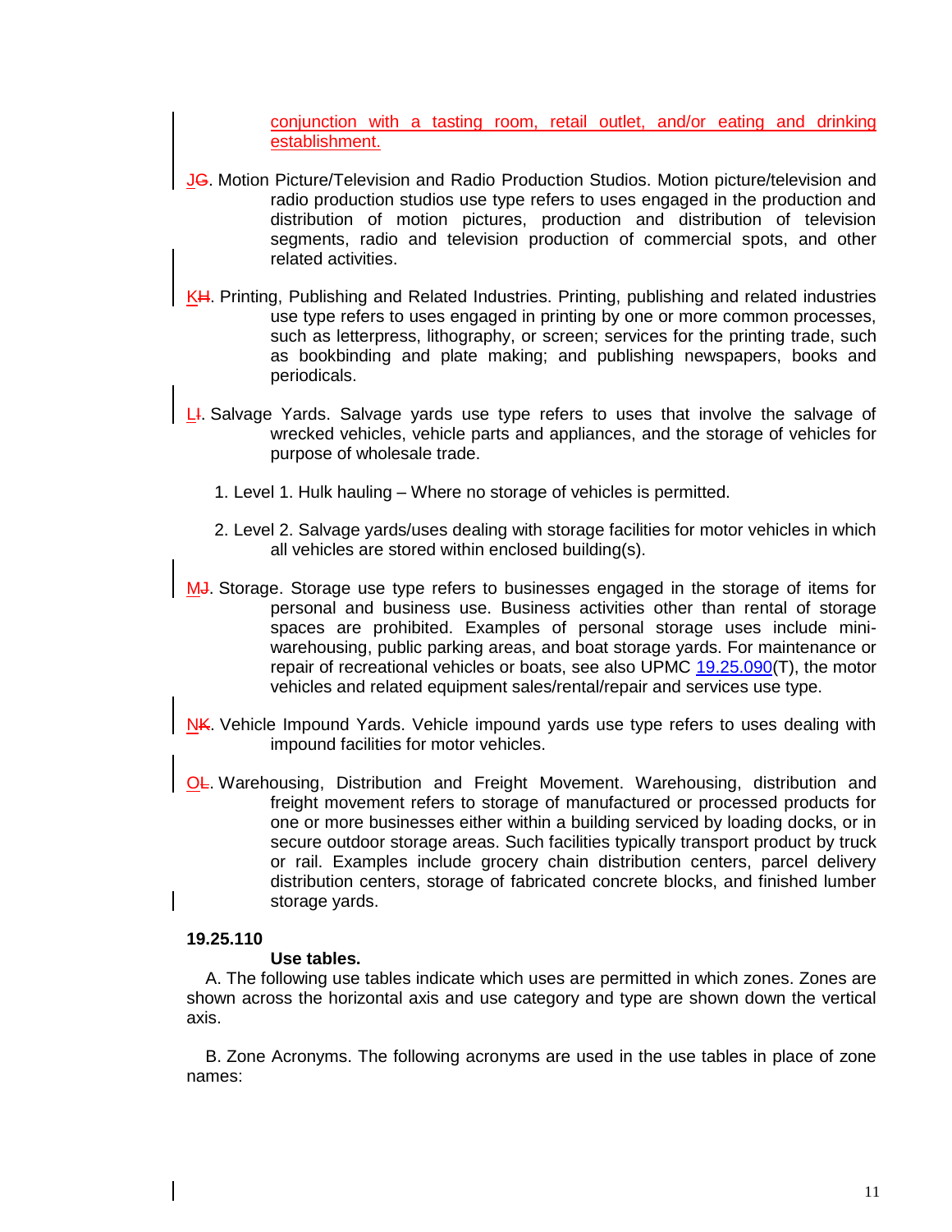conjunction with a tasting room, retail outlet, and/or eating and drinking establishment.

JG. Motion Picture/Television and Radio Production Studios. Motion picture/television and radio production studios use type refers to uses engaged in the production and distribution of motion pictures, production and distribution of television segments, radio and television production of commercial spots, and other related activities.

KH. Printing, Publishing and Related Industries. Printing, publishing and related industries use type refers to uses engaged in printing by one or more common processes, such as letterpress, lithography, or screen; services for the printing trade, such as bookbinding and plate making; and publishing newspapers, books and periodicals.

LI. Salvage Yards. Salvage yards use type refers to uses that involve the salvage of wrecked vehicles, vehicle parts and appliances, and the storage of vehicles for purpose of wholesale trade.

1. Level 1. Hulk hauling – Where no storage of vehicles is permitted.

2. Level 2. Salvage yards/uses dealing with storage facilities for motor vehicles in which all vehicles are stored within enclosed building(s).

MJ. Storage. Storage use type refers to businesses engaged in the storage of items for personal and business use. Business activities other than rental of storage spaces are prohibited. Examples of personal storage uses include mini-warehousing, public parking areas, and boat storage yards. For maintenance or repair of recreational vehicles or boats, see also UPMC 19.25.090(T), the motor vehicles and related equipment sales/rental/repair and services use type.

NK. Vehicle Impound Yards. Vehicle impound yards use type refers to uses dealing with impound facilities for motor vehicles.

OL. Warehousing, Distribution and Freight Movement. Warehousing, distribution and freight movement refers to storage of manufactured or processed products for one or more businesses either within a building serviced by loading docks, or in secure outdoor storage areas. Such facilities typically transport product by truck or rail. Examples include grocery chain distribution centers, parcel delivery distribution centers, storage of fabricated concrete blocks, and finished lumber storage yards.

**19.25.110**

**Use tables.**

A. The following use tables indicate which uses are permitted in which zones. Zones are shown across the horizontal axis and use category and type are shown down the vertical axis.

B. Zone Acronyms. The following acronyms are used in the use tables in place of zone names: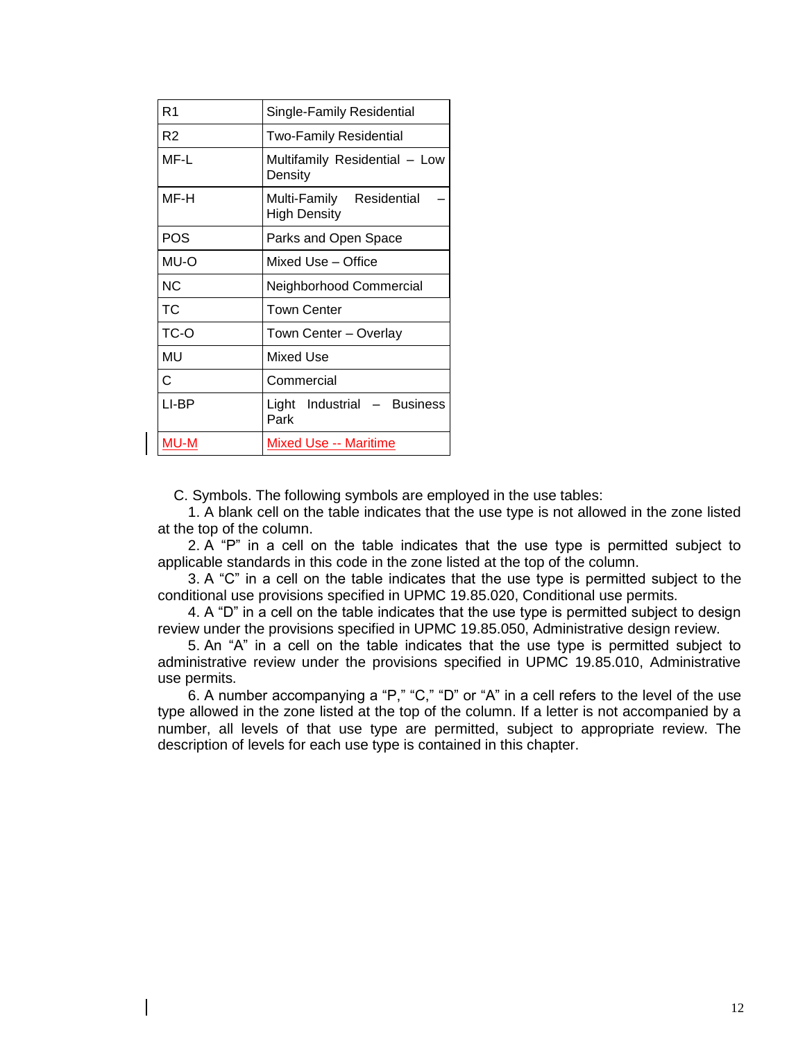| | |
|---|---|
| R1 | Single-Family Residential |
| R2 | Two-Family Residential |
| MF-L | Multifamily Residential – Low Density |
| MF-H | Multi-Family Residential – High Density |
| POS | Parks and Open Space |
| MU-O | Mixed Use – Office |
| NC | Neighborhood Commercial |
| TC | Town Center |
| TC-O | Town Center – Overlay |
| MU | Mixed Use |
| C | Commercial |
| LI-BP | Light Industrial – Business Park |
| MU-M | Mixed Use -- Maritime |

C. Symbols. The following symbols are employed in the use tables:

1. A blank cell on the table indicates that the use type is not allowed in the zone listed at the top of the column.

2. A “P” in a cell on the table indicates that the use type is permitted subject to applicable standards in this code in the zone listed at the top of the column.

3. A “C” in a cell on the table indicates that the use type is permitted subject to the conditional use provisions specified in UPMC 19.85.020, Conditional use permits.

4. A “D” in a cell on the table indicates that the use type is permitted subject to design review under the provisions specified in UPMC 19.85.050, Administrative design review.

5. An “A” in a cell on the table indicates that the use type is permitted subject to administrative review under the provisions specified in UPMC 19.85.010, Administrative use permits.

6. A number accompanying a “P,” “C,” “D” or “A” in a cell refers to the level of the use type allowed in the zone listed at the top of the column. If a letter is not accompanied by a number, all levels of that use type are permitted, subject to appropriate review. The description of levels for each use type is contained in this chapter.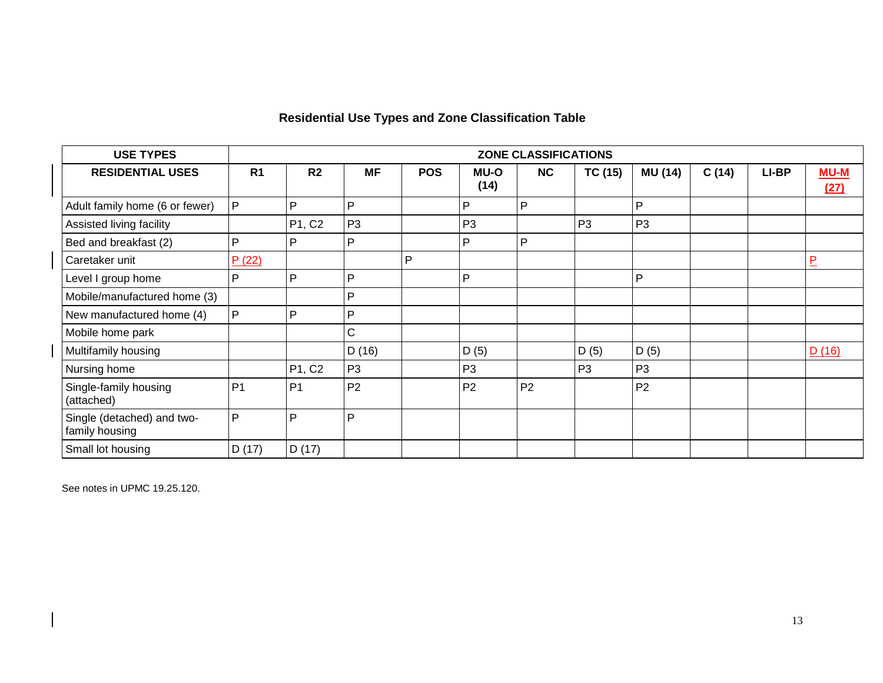## Residential Use Types and Zone Classification Table

| USE TYPES | ZONE CLASSIFICATIONS | | | | | | | | | | |
|---|---|---|---|---|---|---|---|---|---|---|---|
| **RESIDENTIAL USES** | **R1** | **R2** | **MF** | **POS** | **MU-O (14)** | **NC** | **TC (15)** | **MU (14)** | **C (14)** | **LI-BP** | **MU-M (27)** |
| Adult family home (6 or fewer) | P | P | P | | P | P | | P | | | |
| Assisted living facility | | P1, C2 | P3 | | P3 | | P3 | P3 | | | |
| Bed and breakfast (2) | P | P | P | | P | P | | | | | |
| Caretaker unit | P (22) | | | P | | | | | | | P |
| Level I group home | P | P | P | | P | | | P | | | |
| Mobile/manufactured home (3) | | | P | | | | | | | | |
| New manufactured home (4) | P | P | P | | | | | | | | |
| Mobile home park | | | C | | | | | | | | |
| Multifamily housing | | | D (16) | | D (5) | | D (5) | D (5) | | | D (16) |
| Nursing home | | P1, C2 | P3 | | P3 | | P3 | P3 | | | |
| Single-family housing (attached) | P1 | P1 | P2 | | P2 | P2 | | P2 | | | |
| Single (detached) and two-family housing | P | P | P | | | | | | | | |
| Small lot housing | D (17) | D (17) | | | | | | | | | |

See notes in UPMC 19.25.120.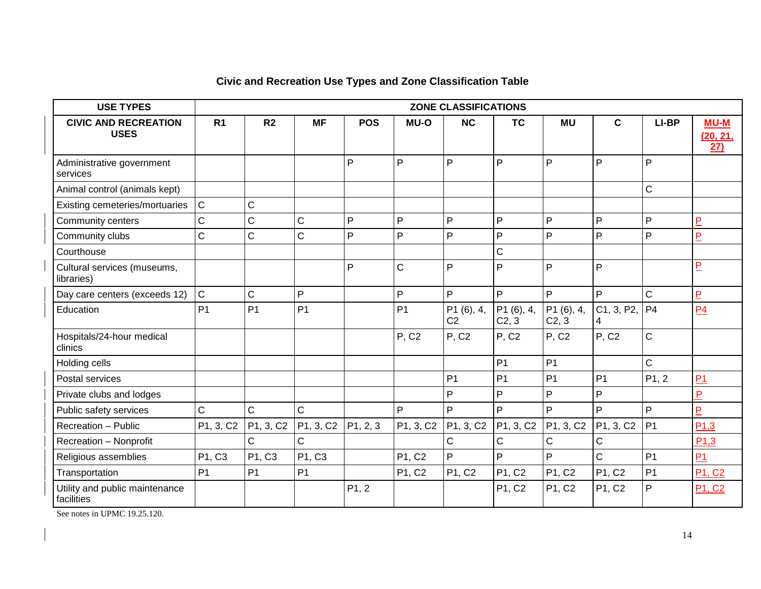### Civic and Recreation Use Types and Zone Classification Table

| USE TYPES | ZONE CLASSIFICATIONS | | | | | | | | | | |
|---|---|---|---|---|---|---|---|---|---|---|---|
| **CIVIC AND RECREATION USES** | **R1** | **R2** | **MF** | **POS** | **MU-O** | **NC** | **TC** | **MU** | **C** | **LI-BP** | **MU-M (20, 21, 27)** |
| Administrative government services | | | | P | P | P | P | P | P | P | |
| Animal control (animals kept) | | | | | | | | | | C | |
| Existing cemeteries/mortuaries | C | C | | | | | | | | | |
| Community centers | C | C | C | P | P | P | P | P | P | P | P |
| Community clubs | C | C | C | P | P | P | P | P | P | P | P |
| Courthouse | | | | | | | C | | | | |
| Cultural services (museums, libraries) | | | | P | C | P | P | P | P | | P |
| Day care centers (exceeds 12) | C | C | P | | P | P | P | P | P | C | P |
| Education | P1 | P1 | P1 | | P1 | P1 (6), 4, C2 | P1 (6), 4, C2, 3 | P1 (6), 4, C2, 3 | C1, 3, P2, 4 | P4 | P4 |
| Hospitals/24-hour medical clinics | | | | | P, C2 | P, C2 | P, C2 | P, C2 | P, C2 | C | |
| Holding cells | | | | | | | P1 | P1 | | C | |
| Postal services | | | | | | P1 | P1 | P1 | P1 | P1, 2 | P1 |
| Private clubs and lodges | | | | | | P | P | P | P | | P |
| Public safety services | C | C | C | | P | P | P | P | P | P | P |
| Recreation – Public | P1, 3, C2 | P1, 3, C2 | P1, 3, C2 | P1, 2, 3 | P1, 3, C2 | P1, 3, C2 | P1, 3, C2 | P1, 3, C2 | P1, 3, C2 | P1 | P1,3 |
| Recreation – Nonprofit | | C | C | | | C | C | C | C | | P1,3 |
| Religious assemblies | P1, C3 | P1, C3 | P1, C3 | | P1, C2 | P | P | P | C | P1 | P1 |
| Transportation | P1 | P1 | P1 | | P1, C2 | P1, C2 | P1, C2 | P1, C2 | P1, C2 | P1 | P1, C2 |
| Utility and public maintenance facilities | | | | P1, 2 | | | P1, C2 | P1, C2 | P1, C2 | P | P1, C2 |

See notes in UPMC 19.25.120.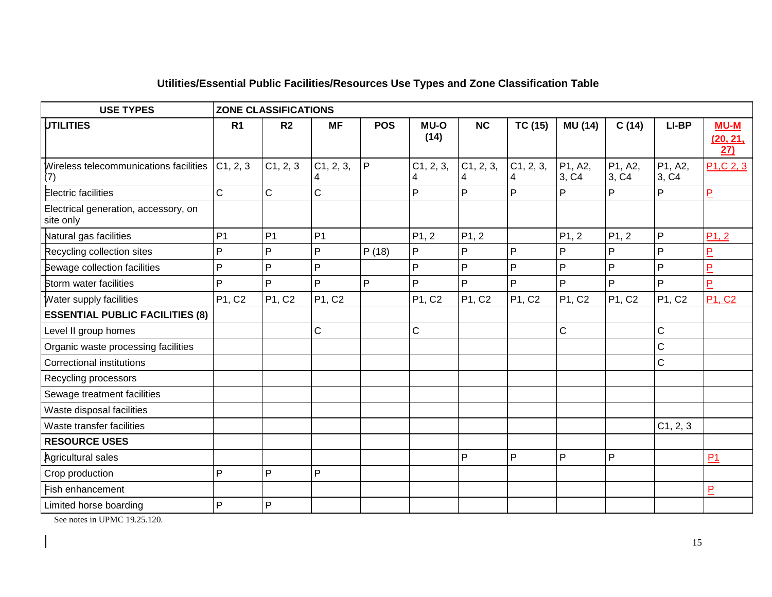## Utilities/Essential Public Facilities/Resources Use Types and Zone Classification Table

| USE TYPES | ZONE CLASSIFICATIONS | | | | | | | | | | |
|---|---|---|---|---|---|---|---|---|---|---|---|
| **UTILITIES** | **R1** | **R2** | **MF** | **POS** | **MU-O (14)** | **NC** | **TC (15)** | **MU (14)** | **C (14)** | **LI-BP** | **MU-M (20, 21, 27)** |
| Wireless telecommunications facilities (7) | C1, 2, 3 | C1, 2, 3 | C1, 2, 3, 4 | P | C1, 2, 3, 4 | C1, 2, 3, 4 | C1, 2, 3, 4 | P1, A2, 3, C4 | P1, A2, 3, C4 | P1, A2, 3, C4 | P1,C 2, 3 |
| Electric facilities | C | C | C | | P | P | P | P | P | P | P |
| Electrical generation, accessory, on site only | | | | | | | | | | | |
| Natural gas facilities | P1 | P1 | P1 | | P1, 2 | P1, 2 | | P1, 2 | P1, 2 | P | P1, 2 |
| Recycling collection sites | P | P | P | P (18) | P | P | P | P | P | P | P |
| Sewage collection facilities | P | P | P | | P | P | P | P | P | P | P |
| Storm water facilities | P | P | P | P | P | P | P | P | P | P | P |
| Water supply facilities | P1, C2 | P1, C2 | P1, C2 | | P1, C2 | P1, C2 | P1, C2 | P1, C2 | P1, C2 | P1, C2 | P1, C2 |
| **ESSENTIAL PUBLIC FACILITIES (8)** | | | | | | | | | | | |
| Level II group homes | | | C | | C | | | C | | C | |
| Organic waste processing facilities | | | | | | | | | | C | |
| Correctional institutions | | | | | | | | | | C | |
| Recycling processors | | | | | | | | | | | |
| Sewage treatment facilities | | | | | | | | | | | |
| Waste disposal facilities | | | | | | | | | | | |
| Waste transfer facilities | | | | | | | | | | C1, 2, 3 | |
| **RESOURCE USES** | | | | | | | | | | | |
| Agricultural sales | | | | | | P | P | P | P | | P1 |
| Crop production | P | P | P | | | | | | | | |
| Fish enhancement | | | | | | | | | | | P |
| Limited horse boarding | P | P | | | | | | | | | |

See notes in UPMC 19.25.120.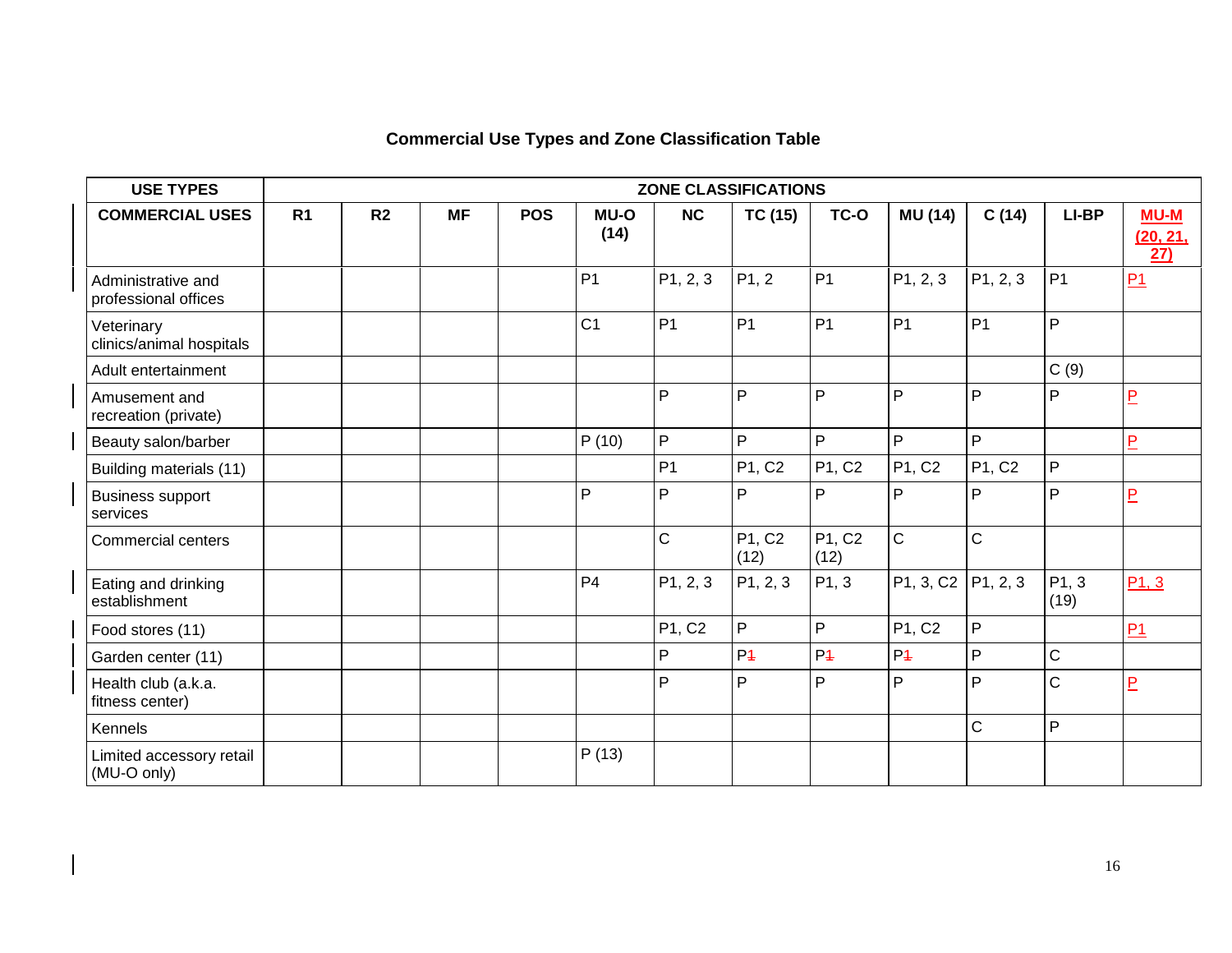### Commercial Use Types and Zone Classification Table

| USE TYPES | ZONE CLASSIFICATIONS | | | | | | | | | | | |
|---|---|---|---|---|---|---|---|---|---|---|---|---|
| **COMMERCIAL USES** | **R1** | **R2** | **MF** | **POS** | **MU-O (14)** | **NC** | **TC (15)** | **TC-O** | **MU (14)** | **C (14)** | **LI-BP** | **MU-M (20, 21, 27)** |
| Administrative and professional offices | | | | | P1 | P1, 2, 3 | P1, 2 | P1 | P1, 2, 3 | P1, 2, 3 | P1 | P1 |
| Veterinary clinics/animal hospitals | | | | | C1 | P1 | P1 | P1 | P1 | P1 | P | |
| Adult entertainment | | | | | | | | | | | C (9) | |
| Amusement and recreation (private) | | | | | | P | P | P | P | P | P | P |
| Beauty salon/barber | | | | | P (10) | P | P | P | P | P | | P |
| Building materials (11) | | | | | | P1 | P1, C2 | P1, C2 | P1, C2 | P1, C2 | P | |
| Business support services | | | | | P | P | P | P | P | P | P | P |
| Commercial centers | | | | | | C | P1, C2 (12) | P1, C2 (12) | C | C | | |
| Eating and drinking establishment | | | | | P4 | P1, 2, 3 | P1, 2, 3 | P1, 3 | P1, 3, C2 | P1, 2, 3 | P1, 3 (19) | P1, 3 |
| Food stores (11) | | | | | | P1, C2 | P | P | P1, C2 | P | | P1 |
| Garden center (11) | | | | | | P | P~~1~~ | P~~1~~ | P~~1~~ | P | C | |
| Health club (a.k.a. fitness center) | | | | | | P | P | P | P | P | C | P |
| Kennels | | | | | | | | | | C | P | |
| Limited accessory retail (MU-O only) | | | | | P (13) | | | | | | | |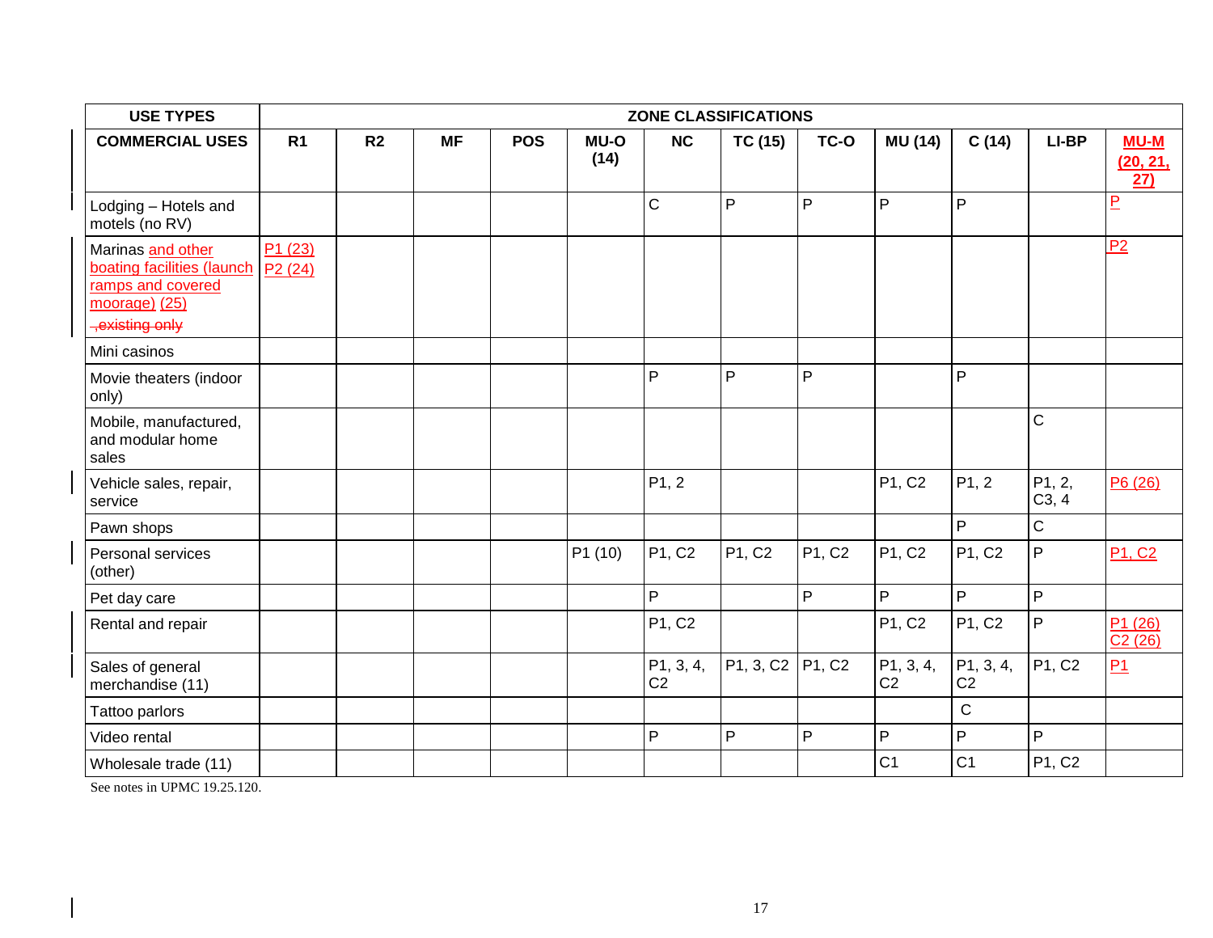| USE TYPES | ZONE CLASSIFICATIONS | | | | | | | | | | | |
|---|---|---|---|---|---|---|---|---|---|---|---|---|
| COMMERCIAL USES | R1 | R2 | MF | POS | MU-O (14) | NC | TC (15) | TC-O | MU (14) | C (14) | LI-BP | MU-M (20, 21, 27) |
| Lodging – Hotels and motels (no RV) | | | | | | C | P | P | P | P | | P |
| Marinas and other boating facilities (launch ramps and covered moorage) (25) ~~, existing only~~ | P1 (23) P2 (24) | | | | | | | | | | | P2 |
| Mini casinos | | | | | | | | | | | | |
| Movie theaters (indoor only) | | | | | | P | P | P | | P | | |
| Mobile, manufactured, and modular home sales | | | | | | | | | | | C | |
| Vehicle sales, repair, service | | | | | | P1, 2 | | | P1, C2 | P1, 2 | P1, 2, C3, 4 | P6 (26) |
| Pawn shops | | | | | | | | | | P | C | |
| Personal services (other) | | | | | P1 (10) | P1, C2 | P1, C2 | P1, C2 | P1, C2 | P1, C2 | P | P1, C2 |
| Pet day care | | | | | | P | | P | P | P | P | |
| Rental and repair | | | | | | P1, C2 | | | P1, C2 | P1, C2 | P | P1 (26) C2 (26) |
| Sales of general merchandise (11) | | | | | | P1, 3, 4, C2 | P1, 3, C2 | P1, C2 | P1, 3, 4, C2 | P1, 3, 4, C2 | P1, C2 | P1 |
| Tattoo parlors | | | | | | | | | | C | | |
| Video rental | | | | | | P | P | P | P | P | P | |
| Wholesale trade (11) | | | | | | | | | C1 | C1 | P1, C2 | |

See notes in UPMC 19.25.120.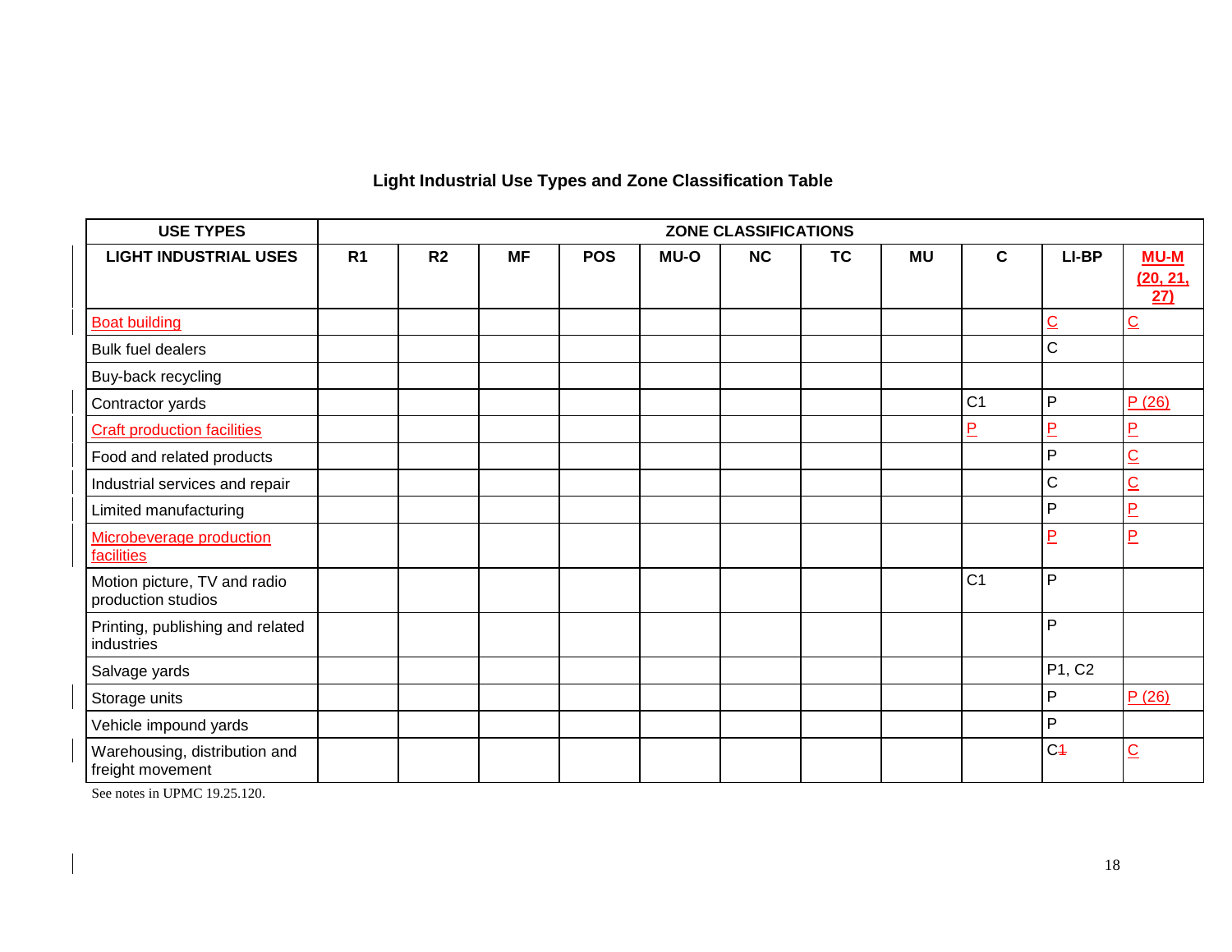### Light Industrial Use Types and Zone Classification Table

| USE TYPES | ZONE CLASSIFICATIONS | | | | | | | | | | |
|---|---|---|---|---|---|---|---|---|---|---|---|
| LIGHT INDUSTRIAL USES | R1 | R2 | MF | POS | MU-O | NC | TC | MU | C | LI-BP | MU-M (20, 21, 27) |
| Boat building | | | | | | | | | | C | C |
| Bulk fuel dealers | | | | | | | | | | C | |
| Buy-back recycling | | | | | | | | | | | |
| Contractor yards | | | | | | | | | C1 | P | P (26) |
| Craft production facilities | | | | | | | | | P | P | P |
| Food and related products | | | | | | | | | | P | C |
| Industrial services and repair | | | | | | | | | | C | C |
| Limited manufacturing | | | | | | | | | | P | P |
| Microbeverage production facilities | | | | | | | | | | P | P |
| Motion picture, TV and radio production studios | | | | | | | | | C1 | P | |
| Printing, publishing and related industries | | | | | | | | | | P | |
| Salvage yards | | | | | | | | | | P1, C2 | |
| Storage units | | | | | | | | | | P | P (26) |
| Vehicle impound yards | | | | | | | | | | P | |
| Warehousing, distribution and freight movement | | | | | | | | | | C~~1~~ | C |

See notes in UPMC 19.25.120.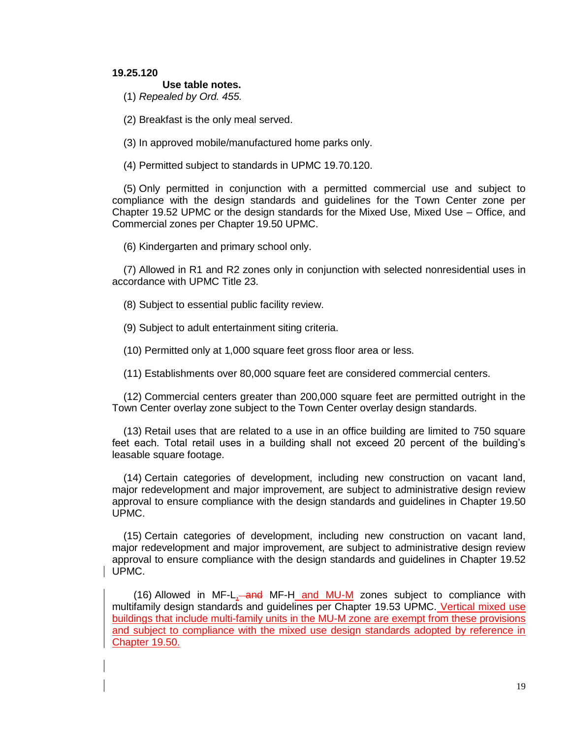**19.25.120**

**Use table notes.**

(1) *Repealed by Ord. 455.*

(2) Breakfast is the only meal served.

(3) In approved mobile/manufactured home parks only.

(4) Permitted subject to standards in UPMC 19.70.120.

(5) Only permitted in conjunction with a permitted commercial use and subject to compliance with the design standards and guidelines for the Town Center zone per Chapter 19.52 UPMC or the design standards for the Mixed Use, Mixed Use – Office, and Commercial zones per Chapter 19.50 UPMC.

(6) Kindergarten and primary school only.

(7) Allowed in R1 and R2 zones only in conjunction with selected nonresidential uses in accordance with UPMC Title 23.

(8) Subject to essential public facility review.

(9) Subject to adult entertainment siting criteria.

(10) Permitted only at 1,000 square feet gross floor area or less.

(11) Establishments over 80,000 square feet are considered commercial centers.

(12) Commercial centers greater than 200,000 square feet are permitted outright in the Town Center overlay zone subject to the Town Center overlay design standards.

(13) Retail uses that are related to a use in an office building are limited to 750 square feet each. Total retail uses in a building shall not exceed 20 percent of the building's leasable square footage.

(14) Certain categories of development, including new construction on vacant land, major redevelopment and major improvement, are subject to administrative design review approval to ensure compliance with the design standards and guidelines in Chapter 19.50 UPMC.

(15) Certain categories of development, including new construction on vacant land, major redevelopment and major improvement, are subject to administrative design review approval to ensure compliance with the design standards and guidelines in Chapter 19.52 UPMC.

(16) Allowed in MF-L, ~~and~~ MF-H and MU-M zones subject to compliance with multifamily design standards and guidelines per Chapter 19.53 UPMC. Vertical mixed use buildings that include multi-family units in the MU-M zone are exempt from these provisions and subject to compliance with the mixed use design standards adopted by reference in Chapter 19.50.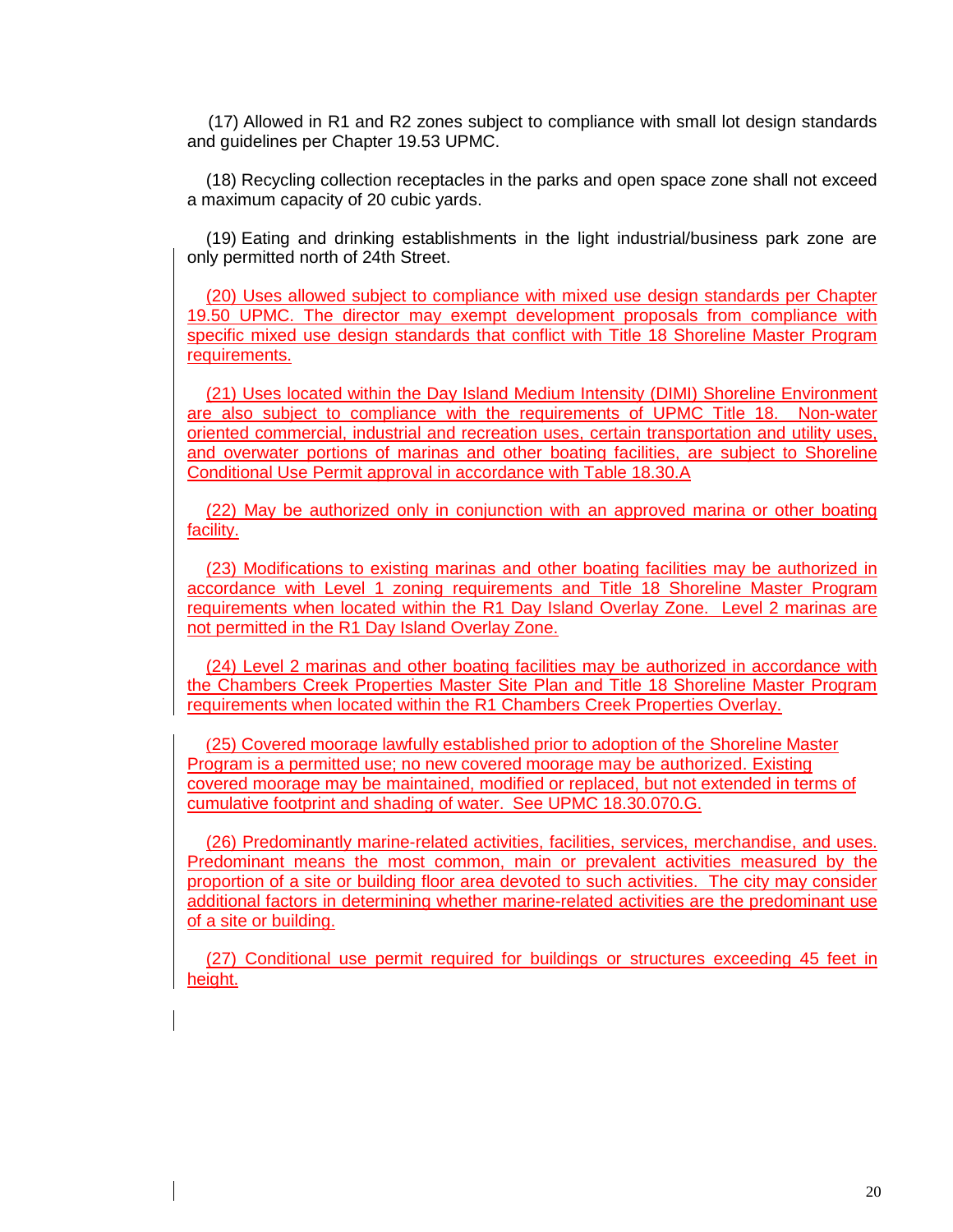(17) Allowed in R1 and R2 zones subject to compliance with small lot design standards and guidelines per Chapter 19.53 UPMC.

(18) Recycling collection receptacles in the parks and open space zone shall not exceed a maximum capacity of 20 cubic yards.

(19) Eating and drinking establishments in the light industrial/business park zone are only permitted north of 24th Street.

(20) Uses allowed subject to compliance with mixed use design standards per Chapter 19.50 UPMC. The director may exempt development proposals from compliance with specific mixed use design standards that conflict with Title 18 Shoreline Master Program requirements.

(21) Uses located within the Day Island Medium Intensity (DIMI) Shoreline Environment are also subject to compliance with the requirements of UPMC Title 18. Non-water oriented commercial, industrial and recreation uses, certain transportation and utility uses, and overwater portions of marinas and other boating facilities, are subject to Shoreline Conditional Use Permit approval in accordance with Table 18.30.A

(22) May be authorized only in conjunction with an approved marina or other boating facility.

(23) Modifications to existing marinas and other boating facilities may be authorized in accordance with Level 1 zoning requirements and Title 18 Shoreline Master Program requirements when located within the R1 Day Island Overlay Zone. Level 2 marinas are not permitted in the R1 Day Island Overlay Zone.

(24) Level 2 marinas and other boating facilities may be authorized in accordance with the Chambers Creek Properties Master Site Plan and Title 18 Shoreline Master Program requirements when located within the R1 Chambers Creek Properties Overlay.

(25) Covered moorage lawfully established prior to adoption of the Shoreline Master Program is a permitted use; no new covered moorage may be authorized. Existing covered moorage may be maintained, modified or replaced, but not extended in terms of cumulative footprint and shading of water. See UPMC 18.30.070.G.

(26) Predominantly marine-related activities, facilities, services, merchandise, and uses. Predominant means the most common, main or prevalent activities measured by the proportion of a site or building floor area devoted to such activities. The city may consider additional factors in determining whether marine-related activities are the predominant use of a site or building.

(27) Conditional use permit required for buildings or structures exceeding 45 feet in height.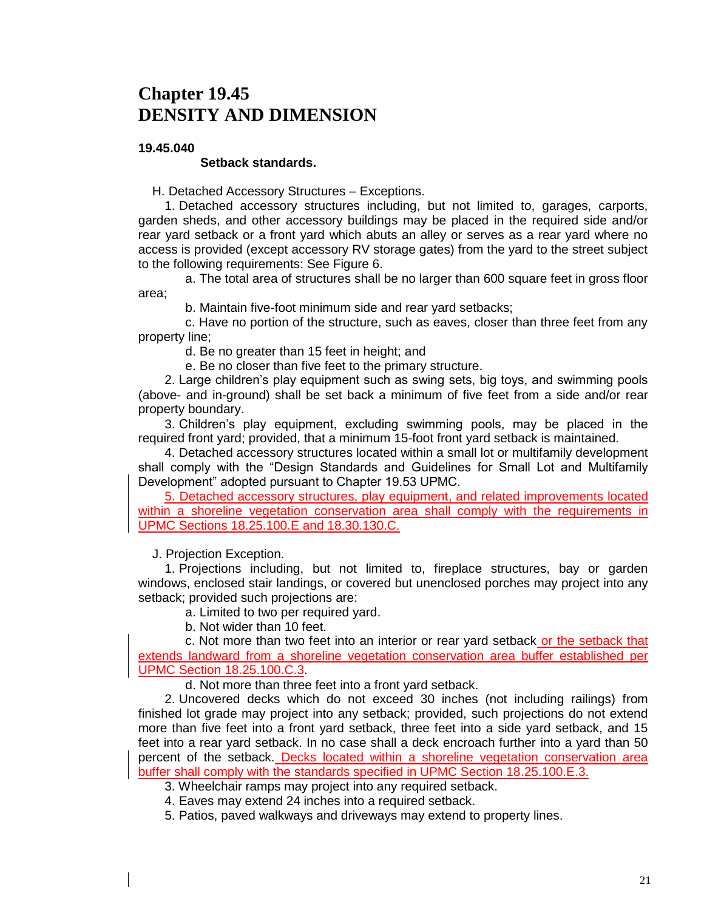# Chapter 19.45
# DENSITY AND DIMENSION

### 19.45.040

**Setback standards.**

H. Detached Accessory Structures – Exceptions.

1. Detached accessory structures including, but not limited to, garages, carports, garden sheds, and other accessory buildings may be placed in the required side and/or rear yard setback or a front yard which abuts an alley or serves as a rear yard where no access is provided (except accessory RV storage gates) from the yard to the street subject to the following requirements: See Figure 6.

   a. The total area of structures shall be no larger than 600 square feet in gross floor area;

   b. Maintain five-foot minimum side and rear yard setbacks;

   c. Have no portion of the structure, such as eaves, closer than three feet from any property line;

   d. Be no greater than 15 feet in height; and

   e. Be no closer than five feet to the primary structure.

2. Large children's play equipment such as swing sets, big toys, and swimming pools (above- and in-ground) shall be set back a minimum of five feet from a side and/or rear property boundary.

3. Children's play equipment, excluding swimming pools, may be placed in the required front yard; provided, that a minimum 15-foot front yard setback is maintained.

4. Detached accessory structures located within a small lot or multifamily development shall comply with the "Design Standards and Guidelines for Small Lot and Multifamily Development" adopted pursuant to Chapter 19.53 UPMC.

5. Detached accessory structures, play equipment, and related improvements located within a shoreline vegetation conservation area shall comply with the requirements in UPMC Sections 18.25.100.E and 18.30.130.C.

J. Projection Exception.

1. Projections including, but not limited to, fireplace structures, bay or garden windows, enclosed stair landings, or covered but unenclosed porches may project into any setback; provided such projections are:

   a. Limited to two per required yard.

   b. Not wider than 10 feet.

   c. Not more than two feet into an interior or rear yard setback or the setback that extends landward from a shoreline vegetation conservation area buffer established per UPMC Section 18.25.100.C.3.

   d. Not more than three feet into a front yard setback.

2. Uncovered decks which do not exceed 30 inches (not including railings) from finished lot grade may project into any setback; provided, such projections do not extend more than five feet into a front yard setback, three feet into a side yard setback, and 15 feet into a rear yard setback. In no case shall a deck encroach further into a yard than 50 percent of the setback. Decks located within a shoreline vegetation conservation area buffer shall comply with the standards specified in UPMC Section 18.25.100.E.3.

3. Wheelchair ramps may project into any required setback.

4. Eaves may extend 24 inches into a required setback.

5. Patios, paved walkways and driveways may extend to property lines.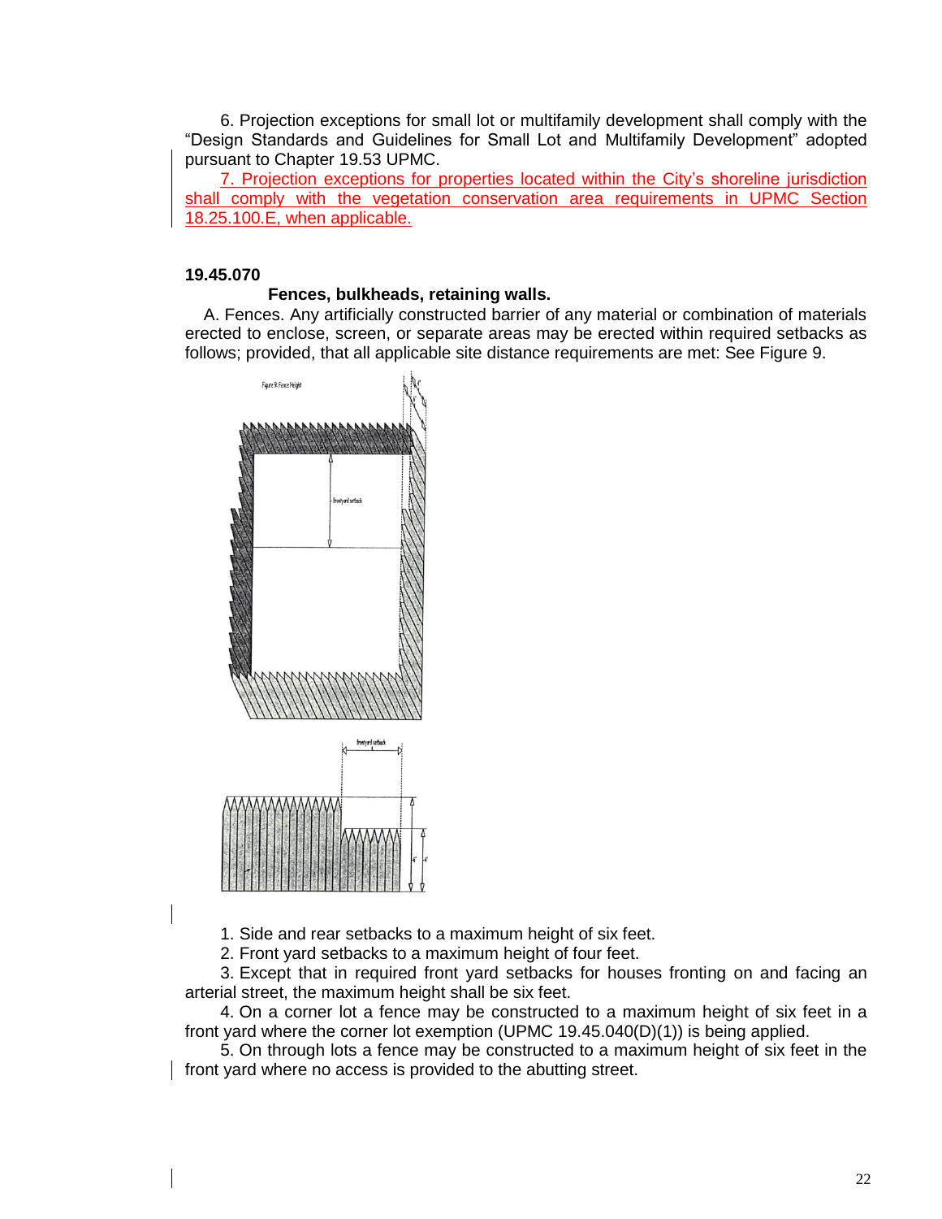6. Projection exceptions for small lot or multifamily development shall comply with the "Design Standards and Guidelines for Small Lot and Multifamily Development" adopted pursuant to Chapter 19.53 UPMC.

7. Projection exceptions for properties located within the City's shoreline jurisdiction shall comply with the vegetation conservation area requirements in UPMC Section 18.25.100.E, when applicable.

**19.45.070**

**Fences, bulkheads, retaining walls.**

A. Fences. Any artificially constructed barrier of any material or combination of materials erected to enclose, screen, or separate areas may be erected within required setbacks as follows; provided, that all applicable site distance requirements are met: See Figure 9.

1. Side and rear setbacks to a maximum height of six feet.

2. Front yard setbacks to a maximum height of four feet.

3. Except that in required front yard setbacks for houses fronting on and facing an arterial street, the maximum height shall be six feet.

4. On a corner lot a fence may be constructed to a maximum height of six feet in a front yard where the corner lot exemption (UPMC 19.45.040(D)(1)) is being applied.

5. On through lots a fence may be constructed to a maximum height of six feet in the front yard where no access is provided to the abutting street.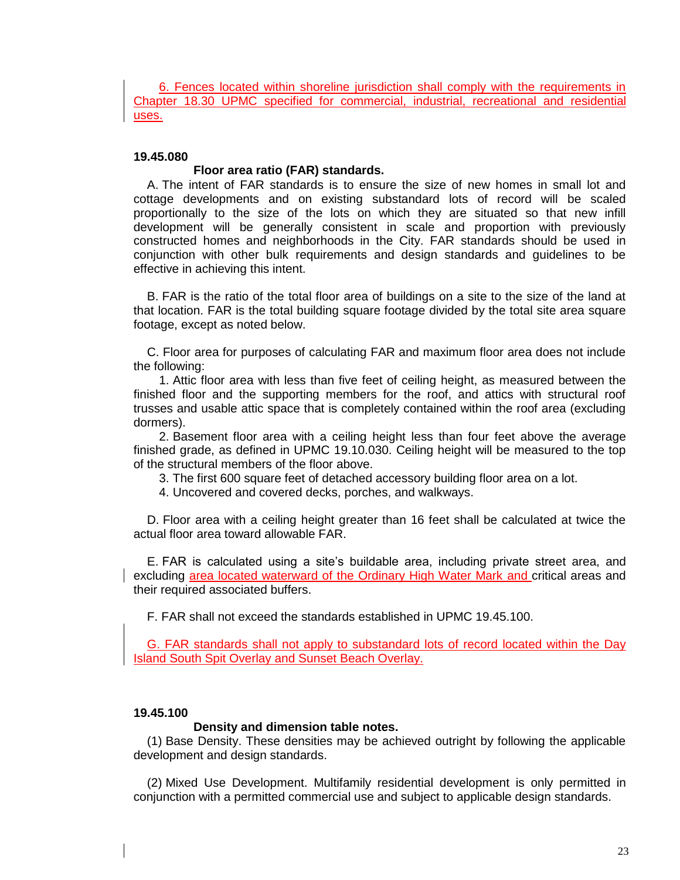6. Fences located within shoreline jurisdiction shall comply with the requirements in Chapter 18.30 UPMC specified for commercial, industrial, recreational and residential uses.

**19.45.080**

**Floor area ratio (FAR) standards.**

A. The intent of FAR standards is to ensure the size of new homes in small lot and cottage developments and on existing substandard lots of record will be scaled proportionally to the size of the lots on which they are situated so that new infill development will be generally consistent in scale and proportion with previously constructed homes and neighborhoods in the City. FAR standards should be used in conjunction with other bulk requirements and design standards and guidelines to be effective in achieving this intent.

B. FAR is the ratio of the total floor area of buildings on a site to the size of the land at that location. FAR is the total building square footage divided by the total site area square footage, except as noted below.

C. Floor area for purposes of calculating FAR and maximum floor area does not include the following:

1. Attic floor area with less than five feet of ceiling height, as measured between the finished floor and the supporting members for the roof, and attics with structural roof trusses and usable attic space that is completely contained within the roof area (excluding dormers).

2. Basement floor area with a ceiling height less than four feet above the average finished grade, as defined in UPMC 19.10.030. Ceiling height will be measured to the top of the structural members of the floor above.

3. The first 600 square feet of detached accessory building floor area on a lot.

4. Uncovered and covered decks, porches, and walkways.

D. Floor area with a ceiling height greater than 16 feet shall be calculated at twice the actual floor area toward allowable FAR.

E. FAR is calculated using a site's buildable area, including private street area, and excluding area located waterward of the Ordinary High Water Mark and critical areas and their required associated buffers.

F. FAR shall not exceed the standards established in UPMC 19.45.100.

G. FAR standards shall not apply to substandard lots of record located within the Day Island South Spit Overlay and Sunset Beach Overlay.

**19.45.100**

**Density and dimension table notes.**

(1) Base Density. These densities may be achieved outright by following the applicable development and design standards.

(2) Mixed Use Development. Multifamily residential development is only permitted in conjunction with a permitted commercial use and subject to applicable design standards.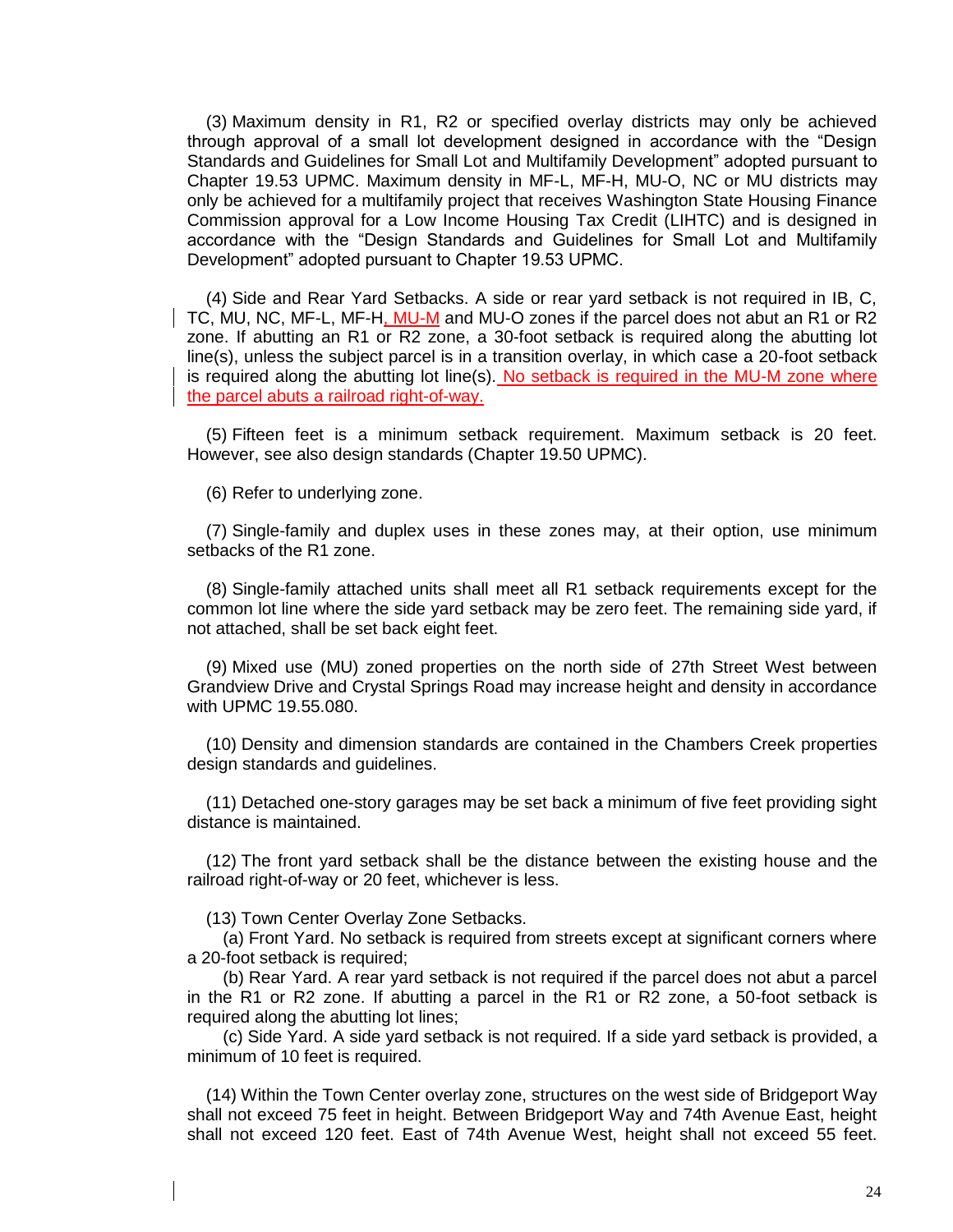(3) Maximum density in R1, R2 or specified overlay districts may only be achieved through approval of a small lot development designed in accordance with the "Design Standards and Guidelines for Small Lot and Multifamily Development" adopted pursuant to Chapter 19.53 UPMC. Maximum density in MF-L, MF-H, MU-O, NC or MU districts may only be achieved for a multifamily project that receives Washington State Housing Finance Commission approval for a Low Income Housing Tax Credit (LIHTC) and is designed in accordance with the "Design Standards and Guidelines for Small Lot and Multifamily Development" adopted pursuant to Chapter 19.53 UPMC.

(4) Side and Rear Yard Setbacks. A side or rear yard setback is not required in IB, C, TC, MU, NC, MF-L, MF-H, MU-M and MU-O zones if the parcel does not abut an R1 or R2 zone. If abutting an R1 or R2 zone, a 30-foot setback is required along the abutting lot line(s), unless the subject parcel is in a transition overlay, in which case a 20-foot setback is required along the abutting lot line(s). No setback is required in the MU-M zone where the parcel abuts a railroad right-of-way.

(5) Fifteen feet is a minimum setback requirement. Maximum setback is 20 feet. However, see also design standards (Chapter 19.50 UPMC).

(6) Refer to underlying zone.

(7) Single-family and duplex uses in these zones may, at their option, use minimum setbacks of the R1 zone.

(8) Single-family attached units shall meet all R1 setback requirements except for the common lot line where the side yard setback may be zero feet. The remaining side yard, if not attached, shall be set back eight feet.

(9) Mixed use (MU) zoned properties on the north side of 27th Street West between Grandview Drive and Crystal Springs Road may increase height and density in accordance with UPMC 19.55.080.

(10) Density and dimension standards are contained in the Chambers Creek properties design standards and guidelines.

(11) Detached one-story garages may be set back a minimum of five feet providing sight distance is maintained.

(12) The front yard setback shall be the distance between the existing house and the railroad right-of-way or 20 feet, whichever is less.

(13) Town Center Overlay Zone Setbacks.

(a) Front Yard. No setback is required from streets except at significant corners where a 20-foot setback is required;

(b) Rear Yard. A rear yard setback is not required if the parcel does not abut a parcel in the R1 or R2 zone. If abutting a parcel in the R1 or R2 zone, a 50-foot setback is required along the abutting lot lines;

(c) Side Yard. A side yard setback is not required. If a side yard setback is provided, a minimum of 10 feet is required.

(14) Within the Town Center overlay zone, structures on the west side of Bridgeport Way shall not exceed 75 feet in height. Between Bridgeport Way and 74th Avenue East, height shall not exceed 120 feet. East of 74th Avenue West, height shall not exceed 55 feet.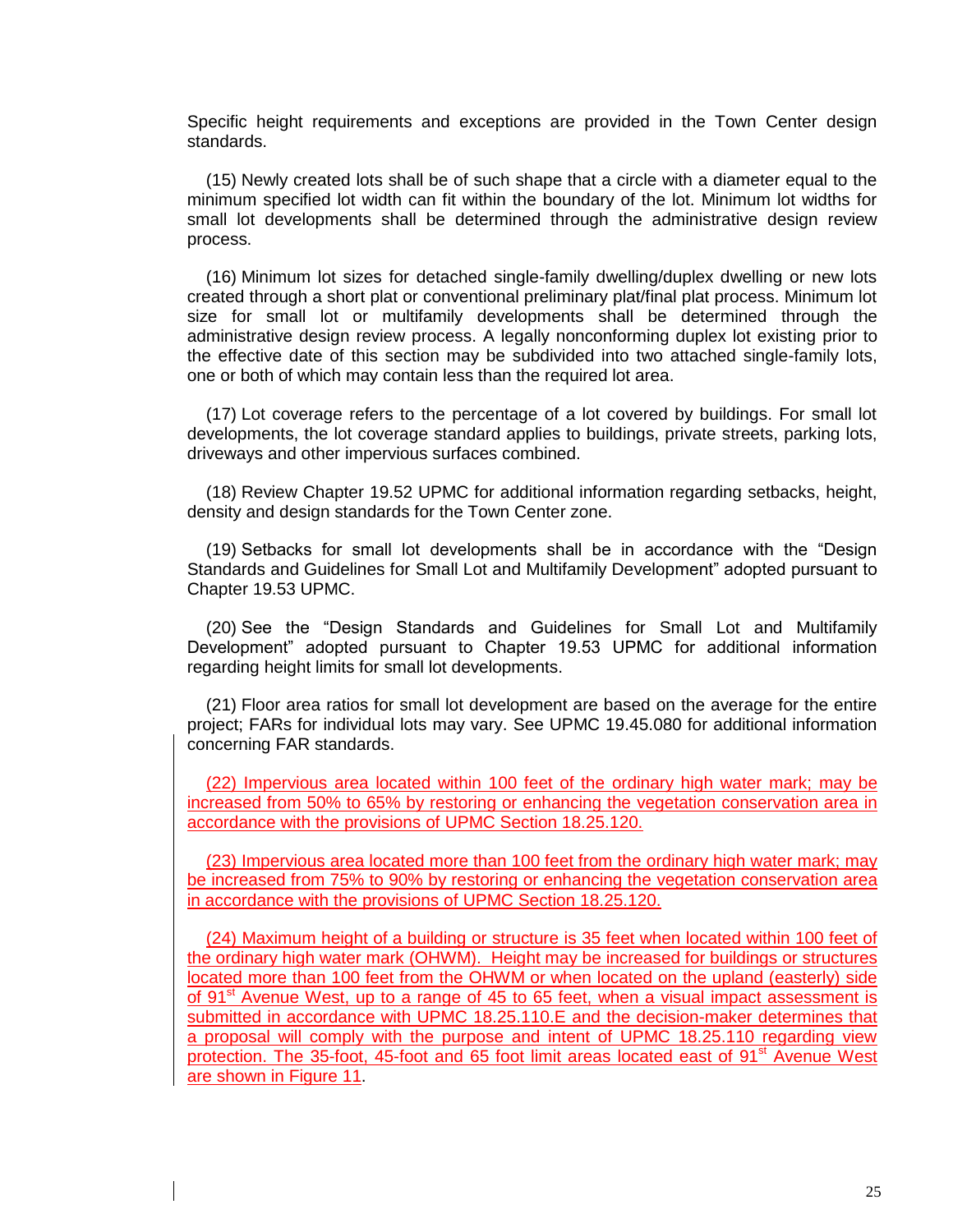Specific height requirements and exceptions are provided in the Town Center design standards.

(15) Newly created lots shall be of such shape that a circle with a diameter equal to the minimum specified lot width can fit within the boundary of the lot. Minimum lot widths for small lot developments shall be determined through the administrative design review process.

(16) Minimum lot sizes for detached single-family dwelling/duplex dwelling or new lots created through a short plat or conventional preliminary plat/final plat process. Minimum lot size for small lot or multifamily developments shall be determined through the administrative design review process. A legally nonconforming duplex lot existing prior to the effective date of this section may be subdivided into two attached single-family lots, one or both of which may contain less than the required lot area.

(17) Lot coverage refers to the percentage of a lot covered by buildings. For small lot developments, the lot coverage standard applies to buildings, private streets, parking lots, driveways and other impervious surfaces combined.

(18) Review Chapter 19.52 UPMC for additional information regarding setbacks, height, density and design standards for the Town Center zone.

(19) Setbacks for small lot developments shall be in accordance with the "Design Standards and Guidelines for Small Lot and Multifamily Development" adopted pursuant to Chapter 19.53 UPMC.

(20) See the "Design Standards and Guidelines for Small Lot and Multifamily Development" adopted pursuant to Chapter 19.53 UPMC for additional information regarding height limits for small lot developments.

(21) Floor area ratios for small lot development are based on the average for the entire project; FARs for individual lots may vary. See UPMC 19.45.080 for additional information concerning FAR standards.

(22) Impervious area located within 100 feet of the ordinary high water mark; may be increased from 50% to 65% by restoring or enhancing the vegetation conservation area in accordance with the provisions of UPMC Section 18.25.120.

(23) Impervious area located more than 100 feet from the ordinary high water mark; may be increased from 75% to 90% by restoring or enhancing the vegetation conservation area in accordance with the provisions of UPMC Section 18.25.120.

(24) Maximum height of a building or structure is 35 feet when located within 100 feet of the ordinary high water mark (OHWM). Height may be increased for buildings or structures located more than 100 feet from the OHWM or when located on the upland (easterly) side of 91st Avenue West, up to a range of 45 to 65 feet, when a visual impact assessment is submitted in accordance with UPMC 18.25.110.E and the decision-maker determines that a proposal will comply with the purpose and intent of UPMC 18.25.110 regarding view protection. The 35-foot, 45-foot and 65 foot limit areas located east of 91st Avenue West are shown in Figure 11.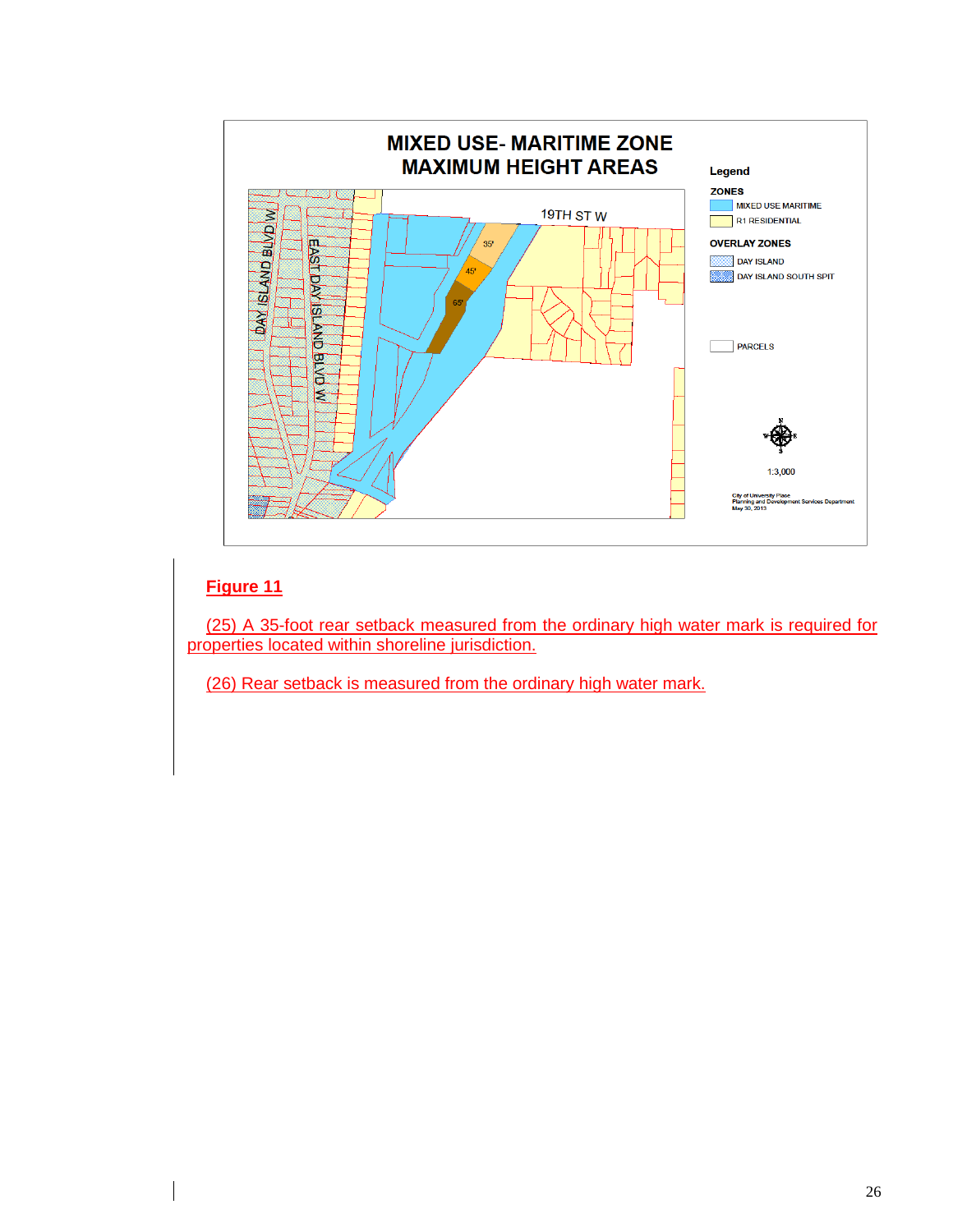MIXED USE- MARITIME ZONE
MAXIMUM HEIGHT AREAS

**Figure 11**

(25) A 35-foot rear setback measured from the ordinary high water mark is required for properties located within shoreline jurisdiction.

(26) Rear setback is measured from the ordinary high water mark.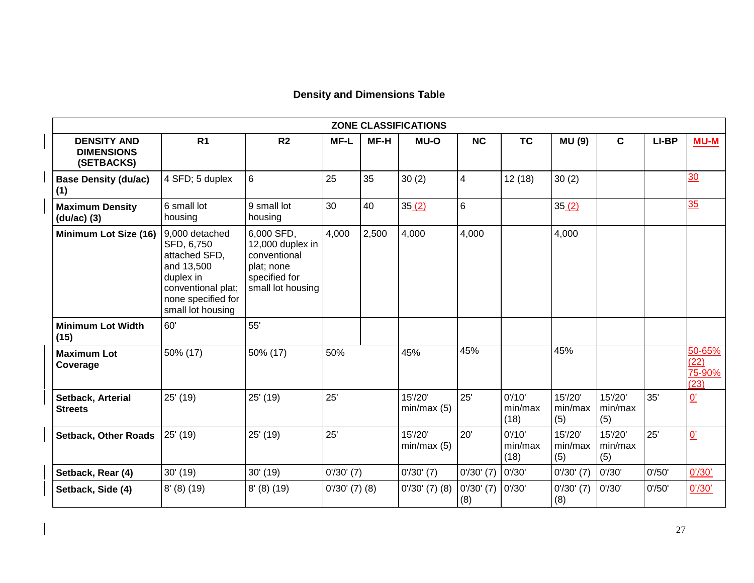## Density and Dimensions Table

| DENSITY AND DIMENSIONS (SETBACKS) | ZONE CLASSIFICATIONS | | | | | | | | | | |
|---|---|---|---|---|---|---|---|---|---|---|---|
| | R1 | R2 | MF-L | MF-H | MU-O | NC | TC | MU (9) | C | LI-BP | MU-M |
| Base Density (du/ac) (1) | 4 SFD; 5 duplex | 6 | 25 | 35 | 30 (2) | 4 | 12 (18) | 30 (2) | | | 30 |
| Maximum Density (du/ac) (3) | 6 small lot housing | 9 small lot housing | 30 | 40 | 35 (2) | 6 | | 35 (2) | | | 35 |
| Minimum Lot Size (16) | 9,000 detached SFD, 6,750 attached SFD, and 13,500 duplex in conventional plat; none specified for small lot housing | 6,000 SFD, 12,000 duplex in conventional plat; none specified for small lot housing | 4,000 | 2,500 | 4,000 | 4,000 | | 4,000 | | | |
| Minimum Lot Width (15) | 60' | 55' | | | | | | | | | |
| Maximum Lot Coverage | 50% (17) | 50% (17) | 50% | | 45% | 45% | | 45% | | | 50-65% (22) 75-90% (23) |
| Setback, Arterial Streets | 25' (19) | 25' (19) | 25' | | 15'/20' min/max (5) | 25' | 0'/10' min/max (18) | 15'/20' min/max (5) | 15'/20' min/max (5) | 35' | 0' |
| Setback, Other Roads | 25' (19) | 25' (19) | 25' | | 15'/20' min/max (5) | 20' | 0'/10' min/max (18) | 15'/20' min/max (5) | 15'/20' min/max (5) | 25' | 0' |
| Setback, Rear (4) | 30' (19) | 30' (19) | 0'/30' (7) | | 0'/30' (7) | 0'/30' (7) | 0'/30' | 0'/30' (7) | 0'/30' | 0'/50' | 0'/30' |
| Setback, Side (4) | 8' (8) (19) | 8' (8) (19) | 0'/30' (7) (8) | | 0'/30' (7) (8) | 0'/30' (7) (8) | 0'/30' | 0'/30' (7) (8) | 0'/30' | 0'/50' | 0'/30' |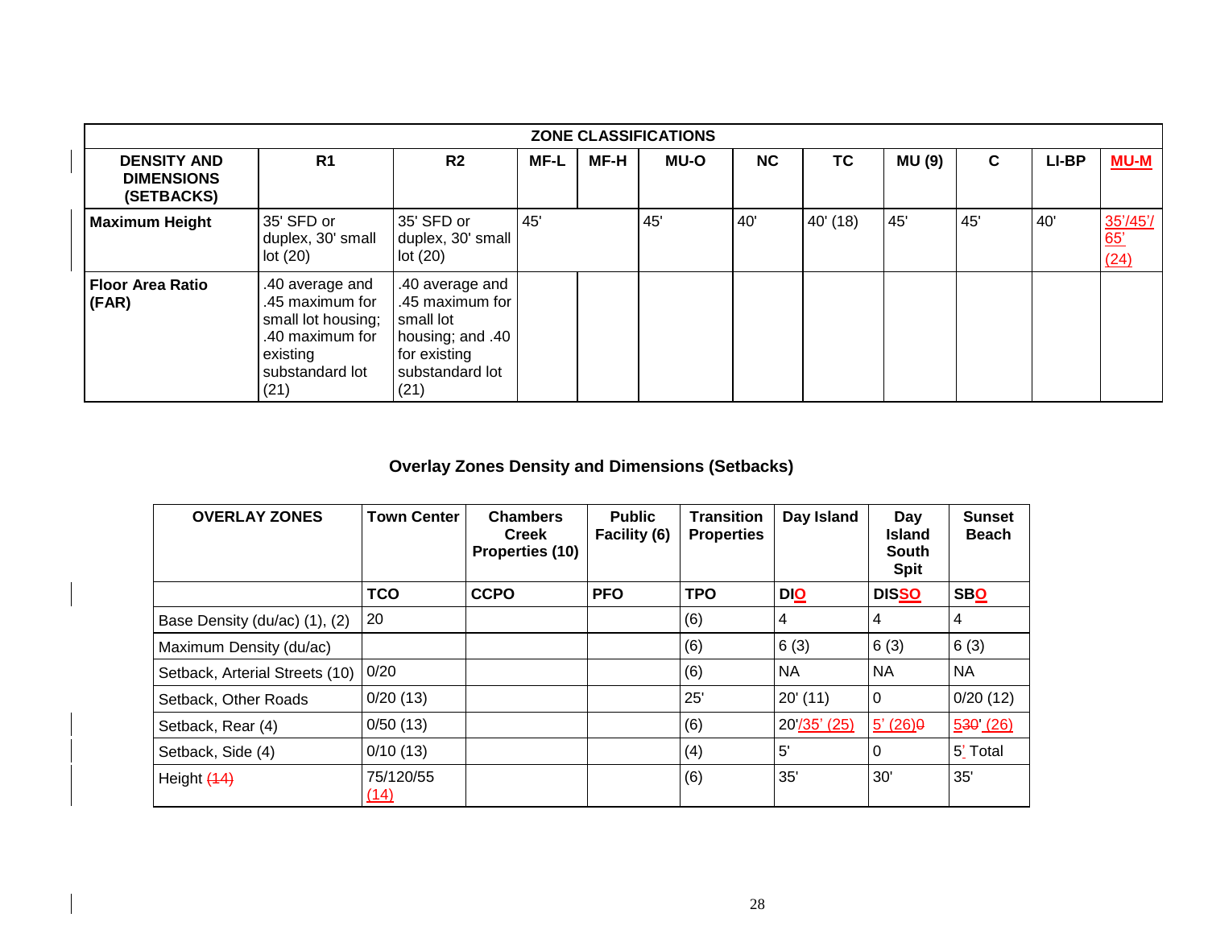| ZONE CLASSIFICATIONS | | | | | | | | | | | |
|---|---|---|---|---|---|---|---|---|---|---|---|
| **DENSITY AND DIMENSIONS (SETBACKS)** | **R1** | **R2** | **MF-L** | **MF-H** | **MU-O** | **NC** | **TC** | **MU (9)** | **C** | **LI-BP** | **MU-M** |
| **Maximum Height** | 35' SFD or duplex, 30' small lot (20) | 35' SFD or duplex, 30' small lot (20) | 45' | | 45' | 40' | 40' (18) | 45' | 45' | 40' | 35'/45'/ 65' (24) |
| **Floor Area Ratio (FAR)** | .40 average and .45 maximum for small lot housing; .40 maximum for existing substandard lot (21) | .40 average and .45 maximum for small lot housing; and .40 for existing substandard lot (21) | | | | | | | | | |

## Overlay Zones Density and Dimensions (Setbacks)

| OVERLAY ZONES | Town Center | Chambers Creek Properties (10) | Public Facility (6) | Transition Properties | Day Island | Day Island South Spit | Sunset Beach |
|---|---|---|---|---|---|---|---|
| | **TCO** | **CCPO** | **PFO** | **TPO** | **DIO** | **DISSO** | **SBO** |
| Base Density (du/ac) (1), (2) | 20 | | | (6) | 4 | 4 | 4 |
| Maximum Density (du/ac) | | | | (6) | 6 (3) | 6 (3) | 6 (3) |
| Setback, Arterial Streets (10) | 0/20 | | | (6) | NA | NA | NA |
| Setback, Other Roads | 0/20 (13) | | | 25' | 20' (11) | 0 | 0/20 (12) |
| Setback, Rear (4) | 0/50 (13) | | | (6) | 20'/35' (25) | 5' (26)~~0~~ | 5~~30~~' (26) |
| Setback, Side (4) | 0/10 (13) | | | (4) | 5' | 0 | 5' Total |
| Height ~~(14)~~ | 75/120/55 (14) | | | (6) | 35' | 30' | 35' |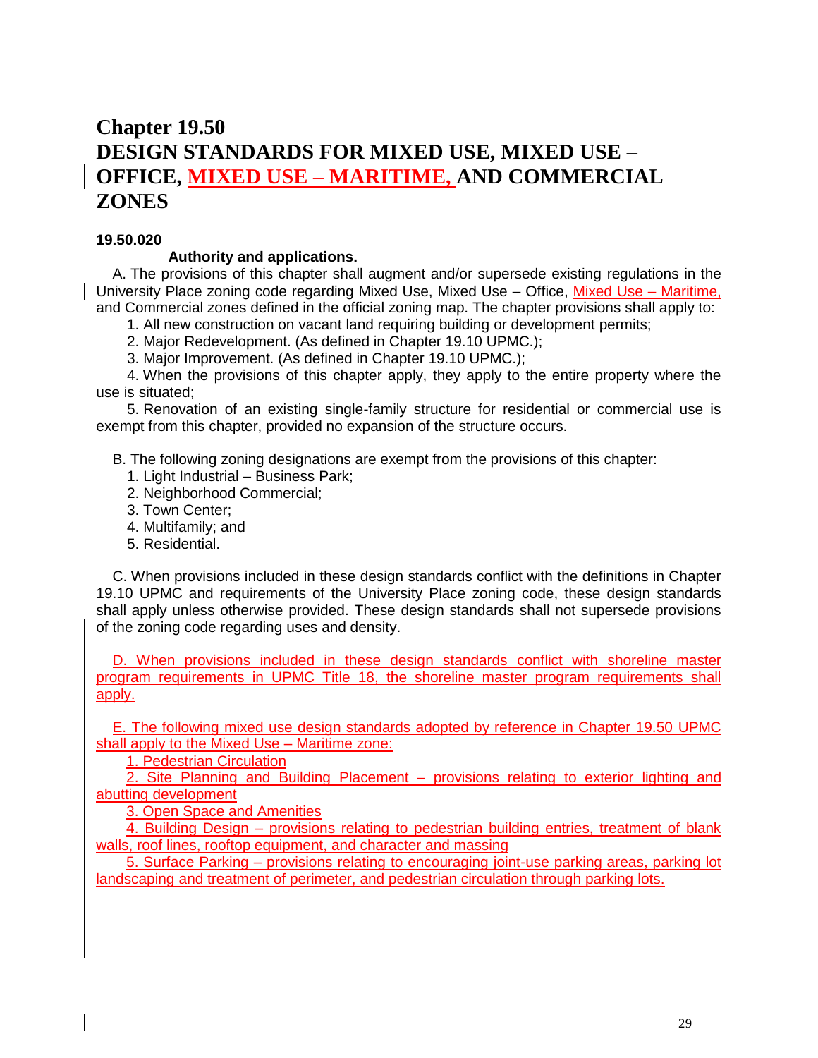# Chapter 19.50
# DESIGN STANDARDS FOR MIXED USE, MIXED USE – OFFICE, MIXED USE – MARITIME, AND COMMERCIAL ZONES

**19.50.020**

**Authority and applications.**

A. The provisions of this chapter shall augment and/or supersede existing regulations in the University Place zoning code regarding Mixed Use, Mixed Use – Office, Mixed Use – Maritime, and Commercial zones defined in the official zoning map. The chapter provisions shall apply to:

1. All new construction on vacant land requiring building or development permits;
2. Major Redevelopment. (As defined in Chapter 19.10 UPMC.);
3. Major Improvement. (As defined in Chapter 19.10 UPMC.);
4. When the provisions of this chapter apply, they apply to the entire property where the use is situated;
5. Renovation of an existing single-family structure for residential or commercial use is exempt from this chapter, provided no expansion of the structure occurs.

B. The following zoning designations are exempt from the provisions of this chapter:

1. Light Industrial – Business Park;
2. Neighborhood Commercial;
3. Town Center;
4. Multifamily; and
5. Residential.

C. When provisions included in these design standards conflict with the definitions in Chapter 19.10 UPMC and requirements of the University Place zoning code, these design standards shall apply unless otherwise provided. These design standards shall not supersede provisions of the zoning code regarding uses and density.

D. When provisions included in these design standards conflict with shoreline master program requirements in UPMC Title 18, the shoreline master program requirements shall apply.

E. The following mixed use design standards adopted by reference in Chapter 19.50 UPMC shall apply to the Mixed Use – Maritime zone:

1. Pedestrian Circulation
2. Site Planning and Building Placement – provisions relating to exterior lighting and abutting development
3. Open Space and Amenities
4. Building Design – provisions relating to pedestrian building entries, treatment of blank walls, roof lines, rooftop equipment, and character and massing
5. Surface Parking – provisions relating to encouraging joint-use parking areas, parking lot landscaping and treatment of perimeter, and pedestrian circulation through parking lots.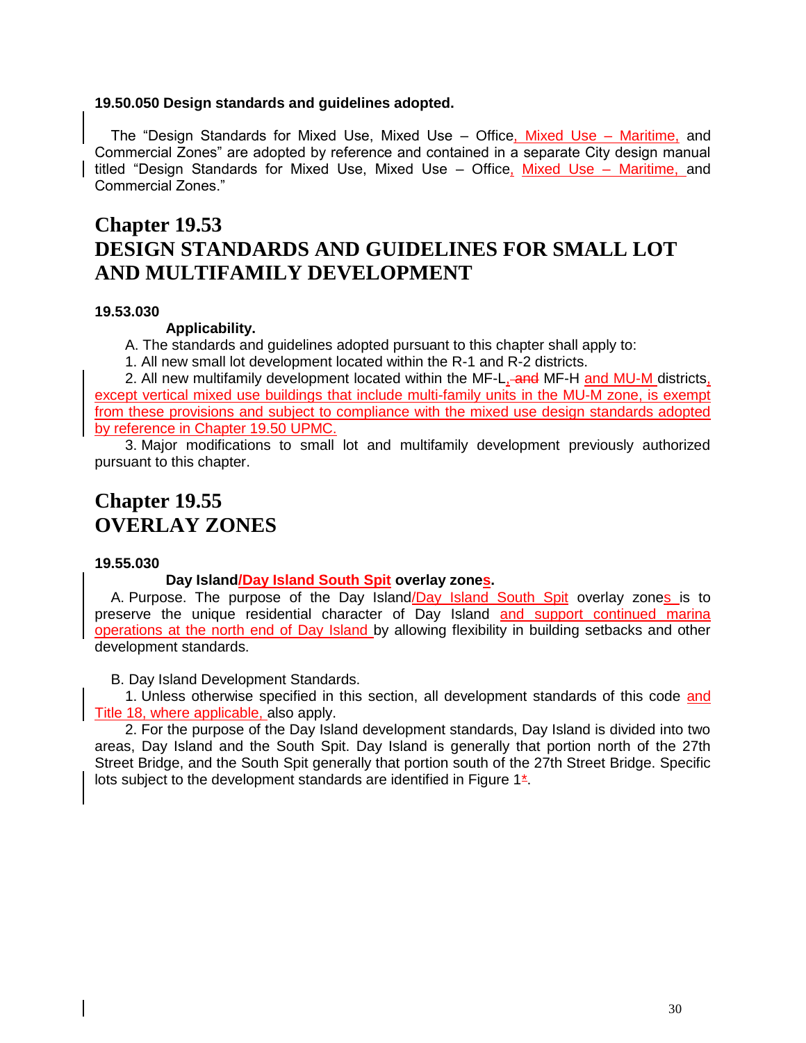**19.50.050 Design standards and guidelines adopted.**

The "Design Standards for Mixed Use, Mixed Use – Office, Mixed Use – Maritime, and Commercial Zones" are adopted by reference and contained in a separate City design manual titled "Design Standards for Mixed Use, Mixed Use – Office, Mixed Use – Maritime, and Commercial Zones."

# Chapter 19.53
# DESIGN STANDARDS AND GUIDELINES FOR SMALL LOT AND MULTIFAMILY DEVELOPMENT

**19.53.030**

**Applicability.**

A. The standards and guidelines adopted pursuant to this chapter shall apply to:

1. All new small lot development located within the R-1 and R-2 districts.

2. All new multifamily development located within the MF-L, ~~and~~ MF-H and MU-M districts, except vertical mixed use buildings that include multi-family units in the MU-M zone, is exempt from these provisions and subject to compliance with the mixed use design standards adopted by reference in Chapter 19.50 UPMC.

3. Major modifications to small lot and multifamily development previously authorized pursuant to this chapter.

# Chapter 19.55
# OVERLAY ZONES

**19.55.030**

**Day Island/Day Island South Spit overlay zones.**

A. Purpose. The purpose of the Day Island/Day Island South Spit overlay zones is to preserve the unique residential character of Day Island and support continued marina operations at the north end of Day Island by allowing flexibility in building setbacks and other development standards.

B. Day Island Development Standards.

1. Unless otherwise specified in this section, all development standards of this code and Title 18, where applicable, also apply.

2. For the purpose of the Day Island development standards, Day Island is divided into two areas, Day Island and the South Spit. Day Island is generally that portion north of the 27th Street Bridge, and the South Spit generally that portion south of the 27th Street Bridge. Specific lots subject to the development standards are identified in Figure 1~~*~~.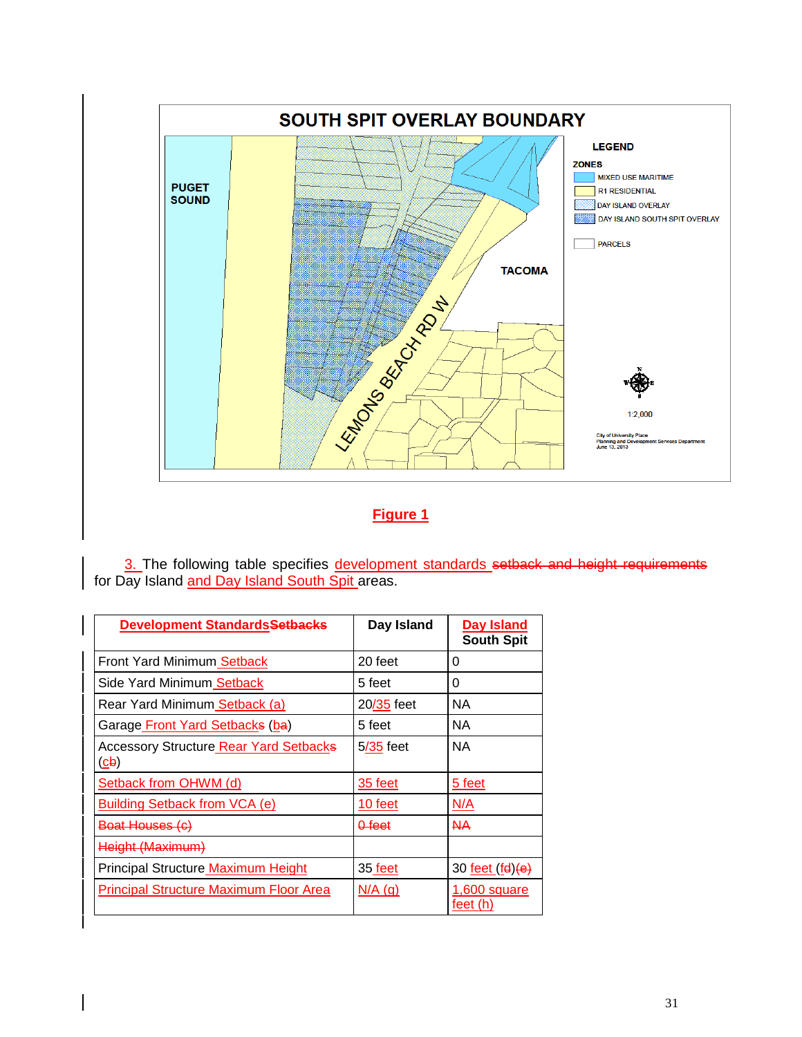SOUTH SPIT OVERLAY BOUNDARY

PUGET SOUND

TACOMA

LEMONS BEACH RD W

LEGEND

ZONES
- MIXED USE MARITIME
- R1 RESIDENTIAL
- DAY ISLAND OVERLAY
- DAY ISLAND SOUTH SPIT OVERLAY
- PARCELS

1:2,000

City of University Place
Planning and Development Services Department
June 13, 2013

**Figure 1**

3. The following table specifies development standards ~~setback and height requirements~~ for Day Island and Day Island South Spit areas.

| **Development Standards~~Setbacks~~** | **Day Island** | **Day Island South Spit** |
|---|---|---|
| Front Yard Minimum Setback | 20 feet | 0 |
| Side Yard Minimum Setback | 5 feet | 0 |
| Rear Yard Minimum Setback (a) | 20/35 feet | NA |
| Garage Front Yard Setback~~s~~ (b~~a~~) | 5 feet | NA |
| Accessory Structure Rear Yard Setback~~s~~ (c~~b~~) | 5/35 feet | NA |
| Setback from OHWM (d) | 35 feet | 5 feet |
| Building Setback from VCA (e) | 10 feet | N/A |
| ~~Boat Houses (c)~~ | ~~0 feet~~ | ~~NA~~ |
| ~~Height (Maximum)~~ | | |
| Principal Structure Maximum Height | 35 feet | 30 feet (f~~d~~)~~(e)~~ |
| Principal Structure Maximum Floor Area | N/A (g) | 1,600 square feet (h) |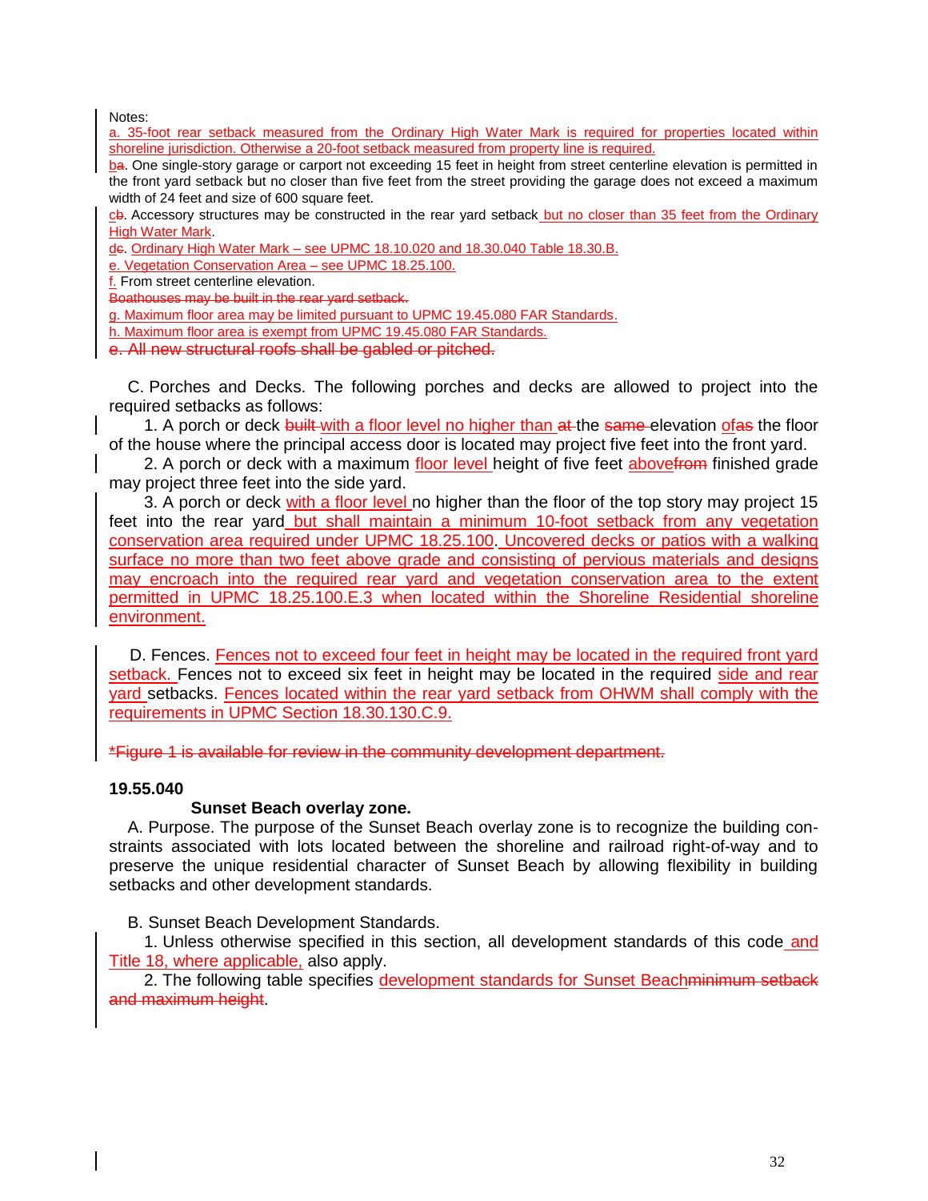Notes:

a. 35-foot rear setback measured from the Ordinary High Water Mark is required for properties located within shoreline jurisdiction. Otherwise a 20-foot setback measured from property line is required.

ba. One single-story garage or carport not exceeding 15 feet in height from street centerline elevation is permitted in the front yard setback but no closer than five feet from the street providing the garage does not exceed a maximum width of 24 feet and size of 600 square feet.

cb. Accessory structures may be constructed in the rear yard setback but no closer than 35 feet from the Ordinary High Water Mark.

dc. Ordinary High Water Mark – see UPMC 18.10.020 and 18.30.040 Table 18.30.B.

e. Vegetation Conservation Area – see UPMC 18.25.100.

f. From street centerline elevation.

~~Boathouses may be built in the rear yard setback.~~

g. Maximum floor area may be limited pursuant to UPMC 19.45.080 FAR Standards.

h. Maximum floor area is exempt from UPMC 19.45.080 FAR Standards.

~~e. All new structural roofs shall be gabled or pitched.~~

C. Porches and Decks. The following porches and decks are allowed to project into the required setbacks as follows:

1. A porch or deck ~~built~~ with a floor level no higher than ~~at~~ the ~~same~~ elevation of~~as~~ the floor of the house where the principal access door is located may project five feet into the front yard.

2. A porch or deck with a maximum floor level height of five feet above~~from~~ finished grade may project three feet into the side yard.

3. A porch or deck with a floor level no higher than the floor of the top story may project 15 feet into the rear yard but shall maintain a minimum 10-foot setback from any vegetation conservation area required under UPMC 18.25.100. Uncovered decks or patios with a walking surface no more than two feet above grade and consisting of pervious materials and designs may encroach into the required rear yard and vegetation conservation area to the extent permitted in UPMC 18.25.100.E.3 when located within the Shoreline Residential shoreline environment.

D. Fences. Fences not to exceed four feet in height may be located in the required front yard setback. Fences not to exceed six feet in height may be located in the required side and rear yard setbacks. Fences located within the rear yard setback from OHWM shall comply with the requirements in UPMC Section 18.30.130.C.9.

~~*Figure 1 is available for review in the community development department.~~

**19.55.040**

**Sunset Beach overlay zone.**

A. Purpose. The purpose of the Sunset Beach overlay zone is to recognize the building constraints associated with lots located between the shoreline and railroad right-of-way and to preserve the unique residential character of Sunset Beach by allowing flexibility in building setbacks and other development standards.

B. Sunset Beach Development Standards.

1. Unless otherwise specified in this section, all development standards of this code and Title 18, where applicable, also apply.

2. The following table specifies development standards for Sunset Beach~~minimum setback and maximum height~~.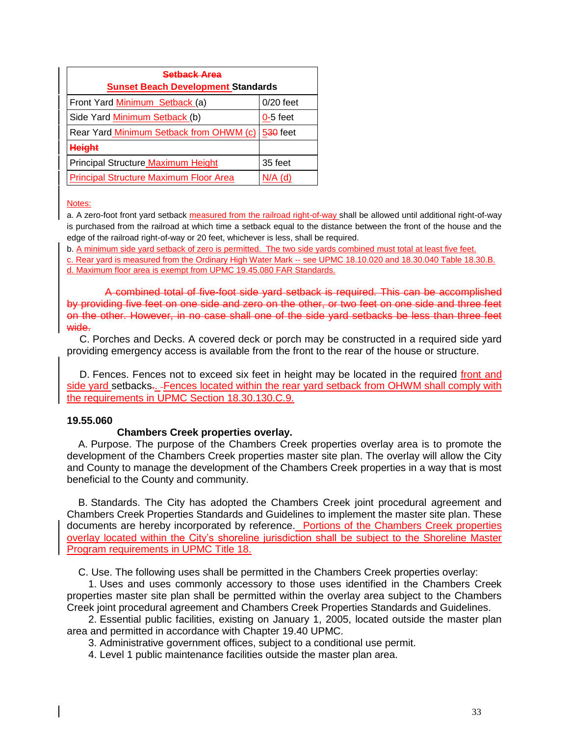| Setback Area Sunset Beach Development Standards | |
|---|---|
| Front Yard Minimum Setback (a) | 0/20 feet |
| Side Yard Minimum Setback (b) | 0-5 feet |
| Rear Yard Minimum Setback from OHWM (c) | 530 feet |
| Height | |
| Principal Structure Maximum Height | 35 feet |
| Principal Structure Maximum Floor Area | N/A (d) |

Notes:

a. A zero-foot front yard setback measured from the railroad right-of-way shall be allowed until additional right-of-way is purchased from the railroad at which time a setback equal to the distance between the front of the house and the edge of the railroad right-of-way or 20 feet, whichever is less, shall be required.

b. A minimum side yard setback of zero is permitted. The two side yards combined must total at least five feet.

c. Rear yard is measured from the Ordinary High Water Mark -- see UPMC 18.10.020 and 18.30.040 Table 18.30.B.

d. Maximum floor area is exempt from UPMC 19.45.080 FAR Standards.

A combined total of five-foot side yard setback is required. This can be accomplished by providing five feet on one side and zero on the other, or two feet on one side and three feet on the other. However, in no case shall one of the side yard setbacks be less than three feet wide.

C. Porches and Decks. A covered deck or porch may be constructed in a required side yard providing emergency access is available from the front to the rear of the house or structure.

D. Fences. Fences not to exceed six feet in height may be located in the required front and side yard setbacks.. Fences located within the rear yard setback from OHWM shall comply with the requirements in UPMC Section 18.30.130.C.9.

**19.55.060**

**Chambers Creek properties overlay.**

A. Purpose. The purpose of the Chambers Creek properties overlay area is to promote the development of the Chambers Creek properties master site plan. The overlay will allow the City and County to manage the development of the Chambers Creek properties in a way that is most beneficial to the County and community.

B. Standards. The City has adopted the Chambers Creek joint procedural agreement and Chambers Creek Properties Standards and Guidelines to implement the master site plan. These documents are hereby incorporated by reference. Portions of the Chambers Creek properties overlay located within the City's shoreline jurisdiction shall be subject to the Shoreline Master Program requirements in UPMC Title 18.

C. Use. The following uses shall be permitted in the Chambers Creek properties overlay:

1. Uses and uses commonly accessory to those uses identified in the Chambers Creek properties master site plan shall be permitted within the overlay area subject to the Chambers Creek joint procedural agreement and Chambers Creek Properties Standards and Guidelines.
2. Essential public facilities, existing on January 1, 2005, located outside the master plan area and permitted in accordance with Chapter 19.40 UPMC.
3. Administrative government offices, subject to a conditional use permit.
4. Level 1 public maintenance facilities outside the master plan area.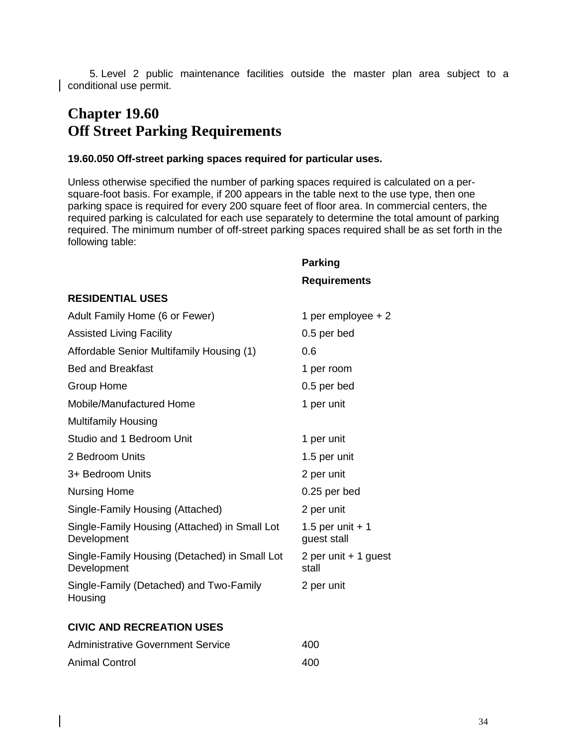5. Level 2 public maintenance facilities outside the master plan area subject to a conditional use permit.

# Chapter 19.60
# Off Street Parking Requirements

### 19.60.050 Off-street parking spaces required for particular uses.

Unless otherwise specified the number of parking spaces required is calculated on a per-square-foot basis. For example, if 200 appears in the table next to the use type, then one parking space is required for every 200 square feet of floor area. In commercial centers, the required parking is calculated for each use separately to determine the total amount of parking required. The minimum number of off-street parking spaces required shall be as set forth in the following table:

| | Parking Requirements |
|---|---|
| **RESIDENTIAL USES** | |
| Adult Family Home (6 or Fewer) | 1 per employee + 2 |
| Assisted Living Facility | 0.5 per bed |
| Affordable Senior Multifamily Housing (1) | 0.6 |
| Bed and Breakfast | 1 per room |
| Group Home | 0.5 per bed |
| Mobile/Manufactured Home | 1 per unit |
| Multifamily Housing | |
| Studio and 1 Bedroom Unit | 1 per unit |
| 2 Bedroom Units | 1.5 per unit |
| 3+ Bedroom Units | 2 per unit |
| Nursing Home | 0.25 per bed |
| Single-Family Housing (Attached) | 2 per unit |
| Single-Family Housing (Attached) in Small Lot Development | 1.5 per unit + 1 guest stall |
| Single-Family Housing (Detached) in Small Lot Development | 2 per unit + 1 guest stall |
| Single-Family (Detached) and Two-Family Housing | 2 per unit |
| **CIVIC AND RECREATION USES** | |
| Administrative Government Service | 400 |
| Animal Control | 400 |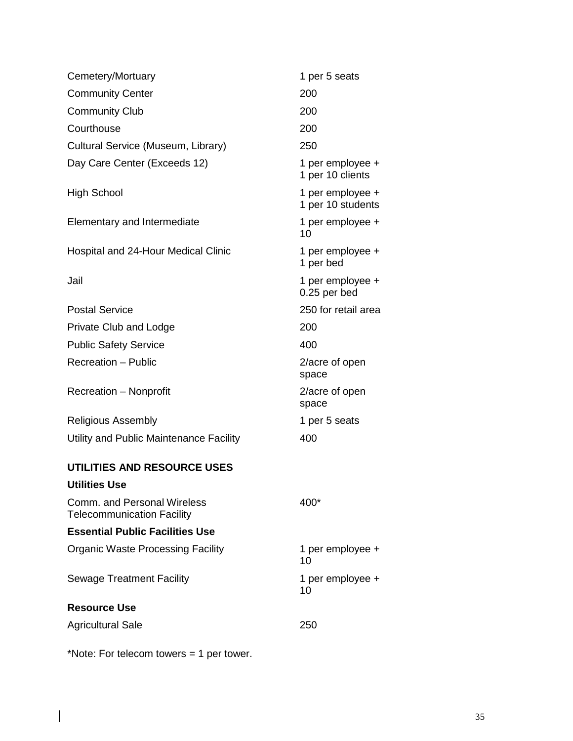| | |
|---|---|
| Cemetery/Mortuary | 1 per 5 seats |
| Community Center | 200 |
| Community Club | 200 |
| Courthouse | 200 |
| Cultural Service (Museum, Library) | 250 |
| Day Care Center (Exceeds 12) | 1 per employee + 1 per 10 clients |
| High School | 1 per employee + 1 per 10 students |
| Elementary and Intermediate | 1 per employee + 10 |
| Hospital and 24-Hour Medical Clinic | 1 per employee + 1 per bed |
| Jail | 1 per employee + 0.25 per bed |
| Postal Service | 250 for retail area |
| Private Club and Lodge | 200 |
| Public Safety Service | 400 |
| Recreation – Public | 2/acre of open space |
| Recreation – Nonprofit | 2/acre of open space |
| Religious Assembly | 1 per 5 seats |
| Utility and Public Maintenance Facility | 400 |
| **UTILITIES AND RESOURCE USES** | |
| **Utilities Use** | |
| Comm. and Personal Wireless Telecommunication Facility | 400* |
| **Essential Public Facilities Use** | |
| Organic Waste Processing Facility | 1 per employee + 10 |
| Sewage Treatment Facility | 1 per employee + 10 |
| **Resource Use** | |
| Agricultural Sale | 250 |

*Note: For telecom towers = 1 per tower.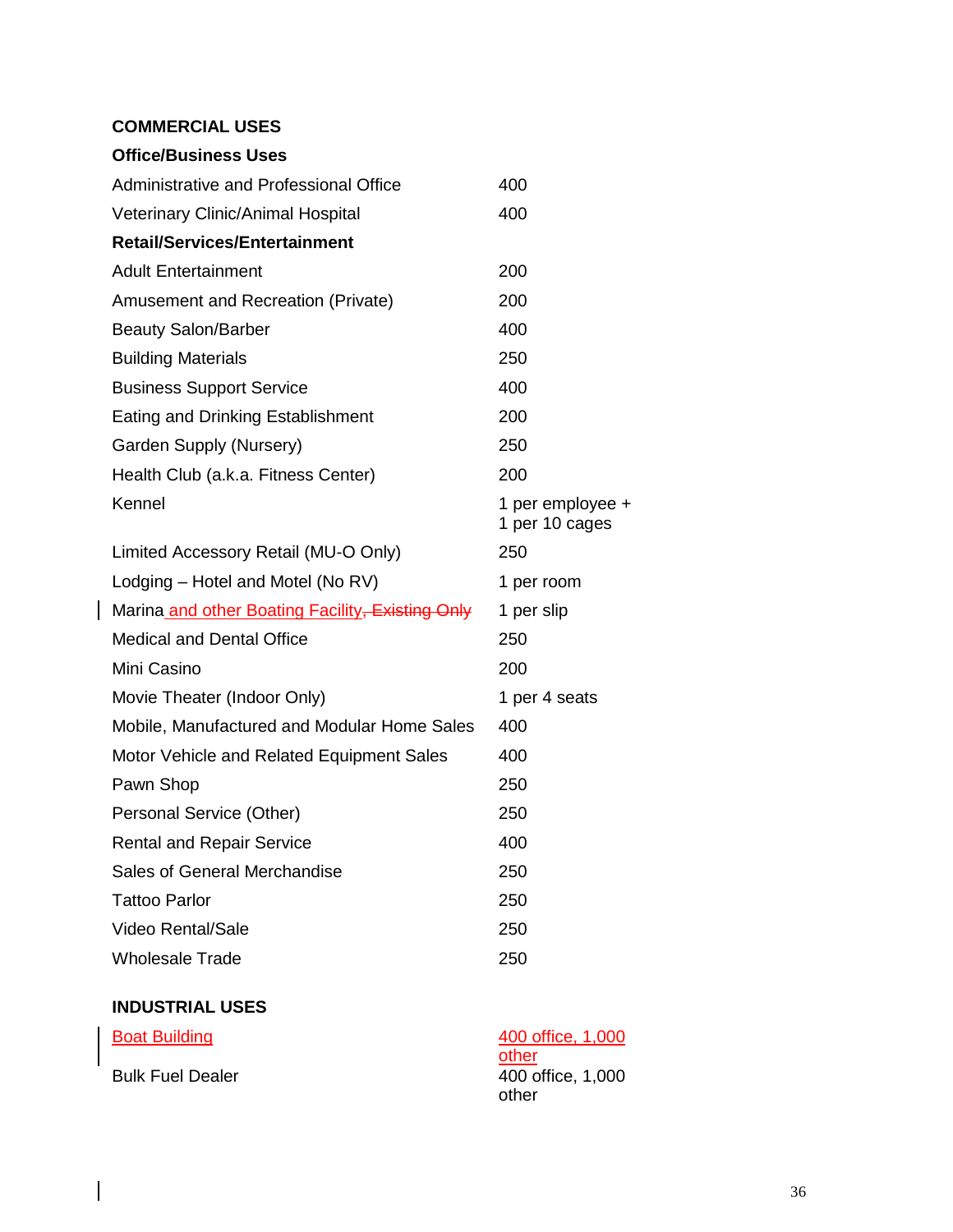| **COMMERCIAL USES** | |
| --- | --- |
| **Office/Business Uses** | |
| Administrative and Professional Office | 400 |
| Veterinary Clinic/Animal Hospital | 400 |
| **Retail/Services/Entertainment** | |
| Adult Entertainment | 200 |
| Amusement and Recreation (Private) | 200 |
| Beauty Salon/Barber | 400 |
| Building Materials | 250 |
| Business Support Service | 400 |
| Eating and Drinking Establishment | 200 |
| Garden Supply (Nursery) | 250 |
| Health Club (a.k.a. Fitness Center) | 200 |
| Kennel | 1 per employee + 1 per 10 cages |
| Limited Accessory Retail (MU-O Only) | 250 |
| Lodging – Hotel and Motel (No RV) | 1 per room |
| Marina and other Boating Facility~~, Existing Only~~ | 1 per slip |
| Medical and Dental Office | 250 |
| Mini Casino | 200 |
| Movie Theater (Indoor Only) | 1 per 4 seats |
| Mobile, Manufactured and Modular Home Sales | 400 |
| Motor Vehicle and Related Equipment Sales | 400 |
| Pawn Shop | 250 |
| Personal Service (Other) | 250 |
| Rental and Repair Service | 400 |
| Sales of General Merchandise | 250 |
| Tattoo Parlor | 250 |
| Video Rental/Sale | 250 |
| Wholesale Trade | 250 |
| **INDUSTRIAL USES** | |
| Boat Building | 400 office, 1,000 other |
| Bulk Fuel Dealer | 400 office, 1,000 other |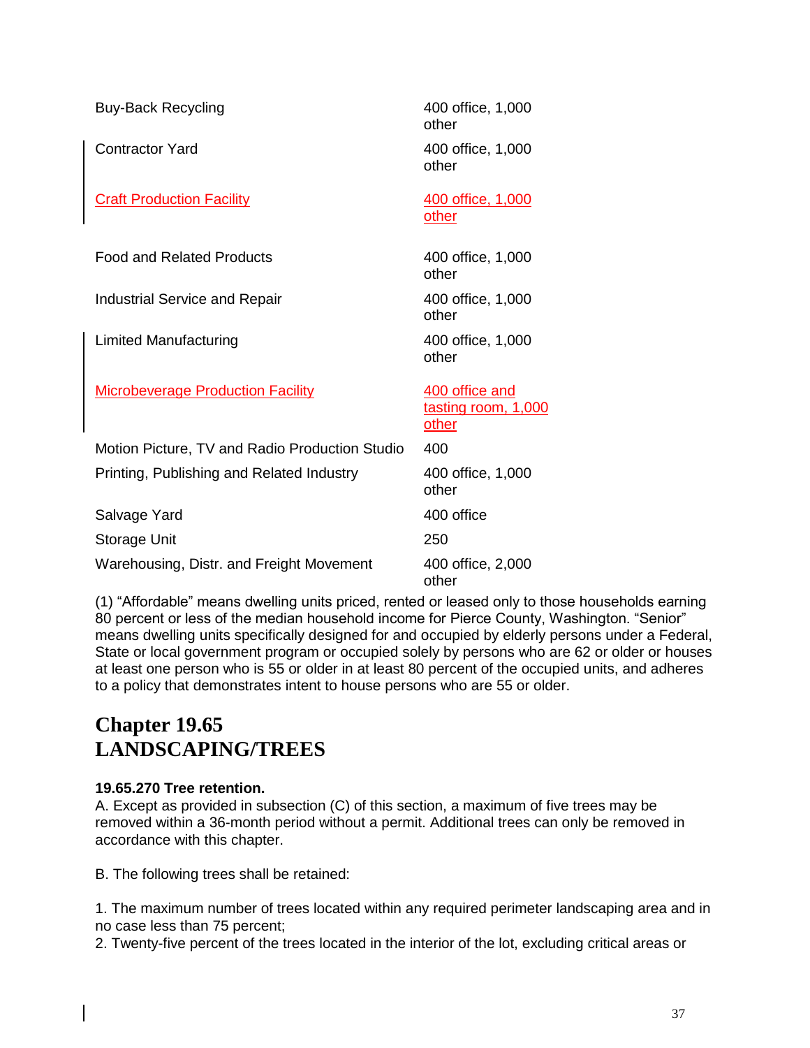| | |
|---|---|
| Buy-Back Recycling | 400 office, 1,000 other |
| Contractor Yard | 400 office, 1,000 other |
| Craft Production Facility | 400 office, 1,000 other |
| Food and Related Products | 400 office, 1,000 other |
| Industrial Service and Repair | 400 office, 1,000 other |
| Limited Manufacturing | 400 office, 1,000 other |
| Microbeverage Production Facility | 400 office and tasting room, 1,000 other |
| Motion Picture, TV and Radio Production Studio | 400 |
| Printing, Publishing and Related Industry | 400 office, 1,000 other |
| Salvage Yard | 400 office |
| Storage Unit | 250 |
| Warehousing, Distr. and Freight Movement | 400 office, 2,000 other |

(1) "Affordable" means dwelling units priced, rented or leased only to those households earning 80 percent or less of the median household income for Pierce County, Washington. "Senior" means dwelling units specifically designed for and occupied by elderly persons under a Federal, State or local government program or occupied solely by persons who are 62 or older or houses at least one person who is 55 or older in at least 80 percent of the occupied units, and adheres to a policy that demonstrates intent to house persons who are 55 or older.

# Chapter 19.65
# LANDSCAPING/TREES

**19.65.270 Tree retention.**

A. Except as provided in subsection (C) of this section, a maximum of five trees may be removed within a 36-month period without a permit. Additional trees can only be removed in accordance with this chapter.

B. The following trees shall be retained:

1. The maximum number of trees located within any required perimeter landscaping area and in no case less than 75 percent;
2. Twenty-five percent of the trees located in the interior of the lot, excluding critical areas or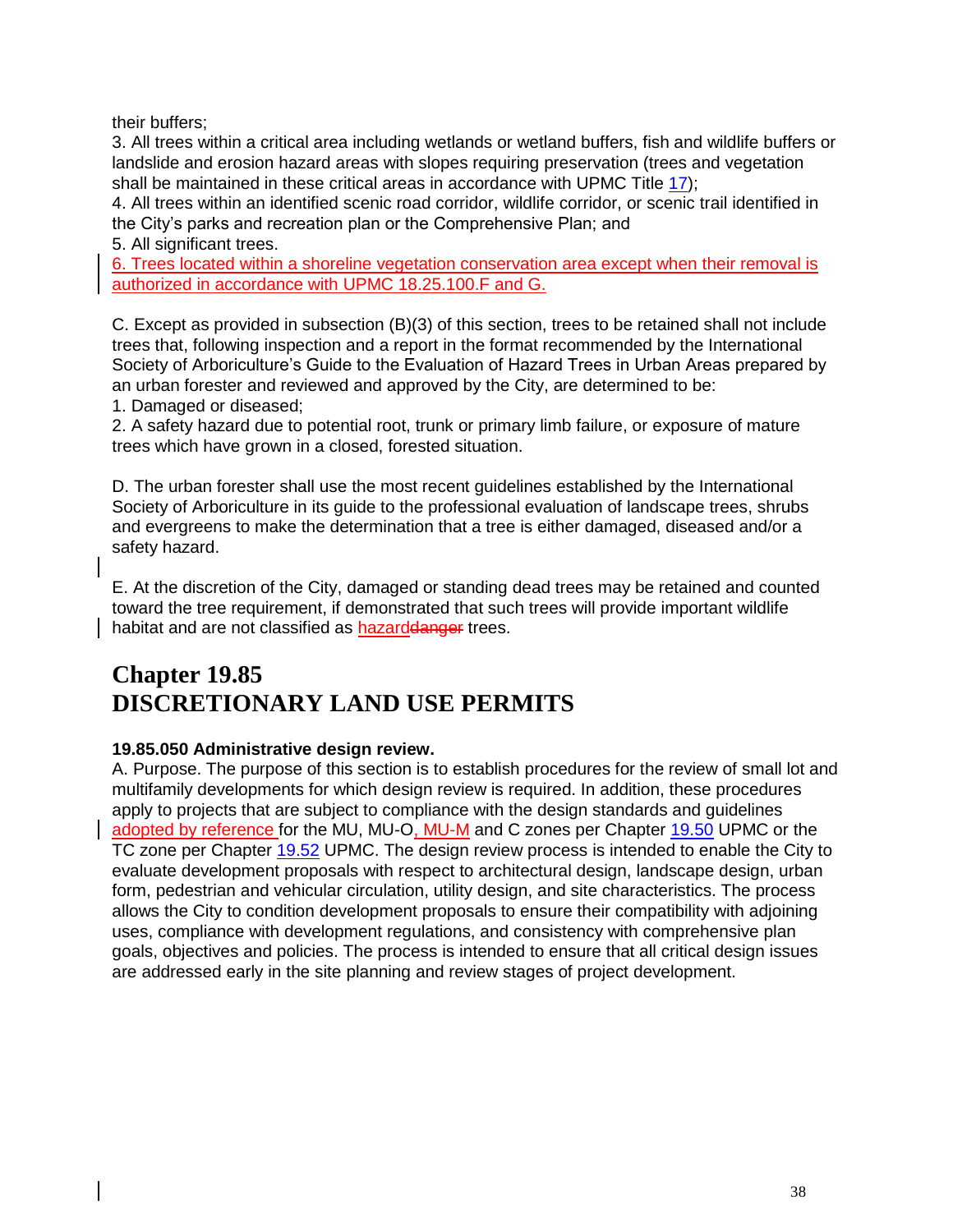their buffers;

3. All trees within a critical area including wetlands or wetland buffers, fish and wildlife buffers or landslide and erosion hazard areas with slopes requiring preservation (trees and vegetation shall be maintained in these critical areas in accordance with UPMC Title 17);

4. All trees within an identified scenic road corridor, wildlife corridor, or scenic trail identified in the City's parks and recreation plan or the Comprehensive Plan; and

5. All significant trees.

6. Trees located within a shoreline vegetation conservation area except when their removal is authorized in accordance with UPMC 18.25.100.F and G.

C. Except as provided in subsection (B)(3) of this section, trees to be retained shall not include trees that, following inspection and a report in the format recommended by the International Society of Arboriculture's Guide to the Evaluation of Hazard Trees in Urban Areas prepared by an urban forester and reviewed and approved by the City, are determined to be:

1. Damaged or diseased;

2. A safety hazard due to potential root, trunk or primary limb failure, or exposure of mature trees which have grown in a closed, forested situation.

D. The urban forester shall use the most recent guidelines established by the International Society of Arboriculture in its guide to the professional evaluation of landscape trees, shrubs and evergreens to make the determination that a tree is either damaged, diseased and/or a safety hazard.

E. At the discretion of the City, damaged or standing dead trees may be retained and counted toward the tree requirement, if demonstrated that such trees will provide important wildlife habitat and are not classified as hazard~~danger~~ trees.

# Chapter 19.85
# DISCRETIONARY LAND USE PERMITS

**19.85.050 Administrative design review.**

A. Purpose. The purpose of this section is to establish procedures for the review of small lot and multifamily developments for which design review is required. In addition, these procedures apply to projects that are subject to compliance with the design standards and guidelines adopted by reference for the MU, MU-O, MU-M and C zones per Chapter 19.50 UPMC or the TC zone per Chapter 19.52 UPMC. The design review process is intended to enable the City to evaluate development proposals with respect to architectural design, landscape design, urban form, pedestrian and vehicular circulation, utility design, and site characteristics. The process allows the City to condition development proposals to ensure their compatibility with adjoining uses, compliance with development regulations, and consistency with comprehensive plan goals, objectives and policies. The process is intended to ensure that all critical design issues are addressed early in the site planning and review stages of project development.